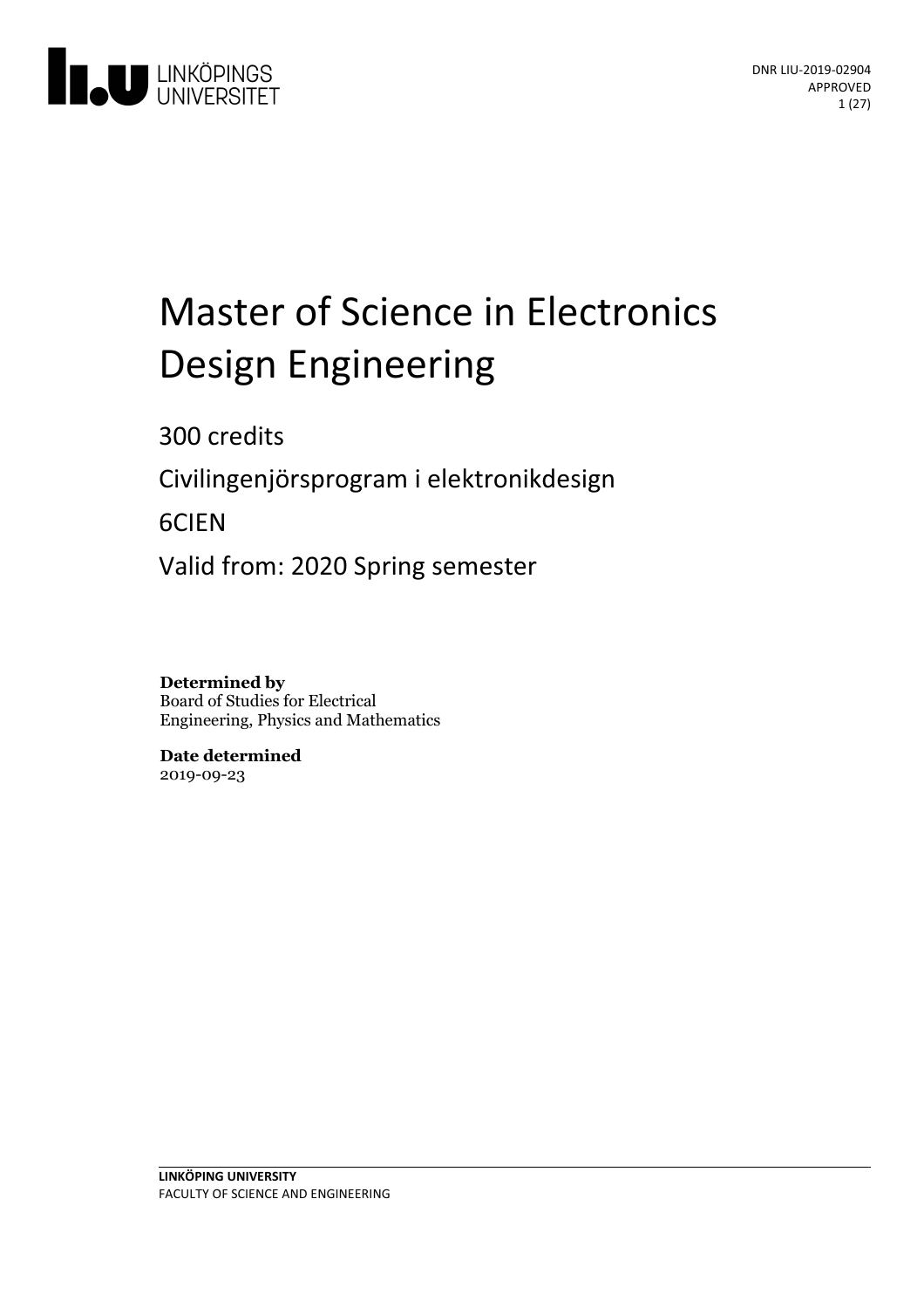LINKÖPINGS UNIVERSITET

DNR LIU-2019-02904
APPROVED

# Master of Science in Electronics Design Engineering

300 credits

Civilingenjörsprogram i elektronikdesign

6CIEN

Valid from: 2020 Spring semester

**Determined by**
Board of Studies for Electrical Engineering, Physics and Mathematics

**Date determined**
2019-09-23

**LINKÖPING UNIVERSITY**
FACULTY OF SCIENCE AND ENGINEERING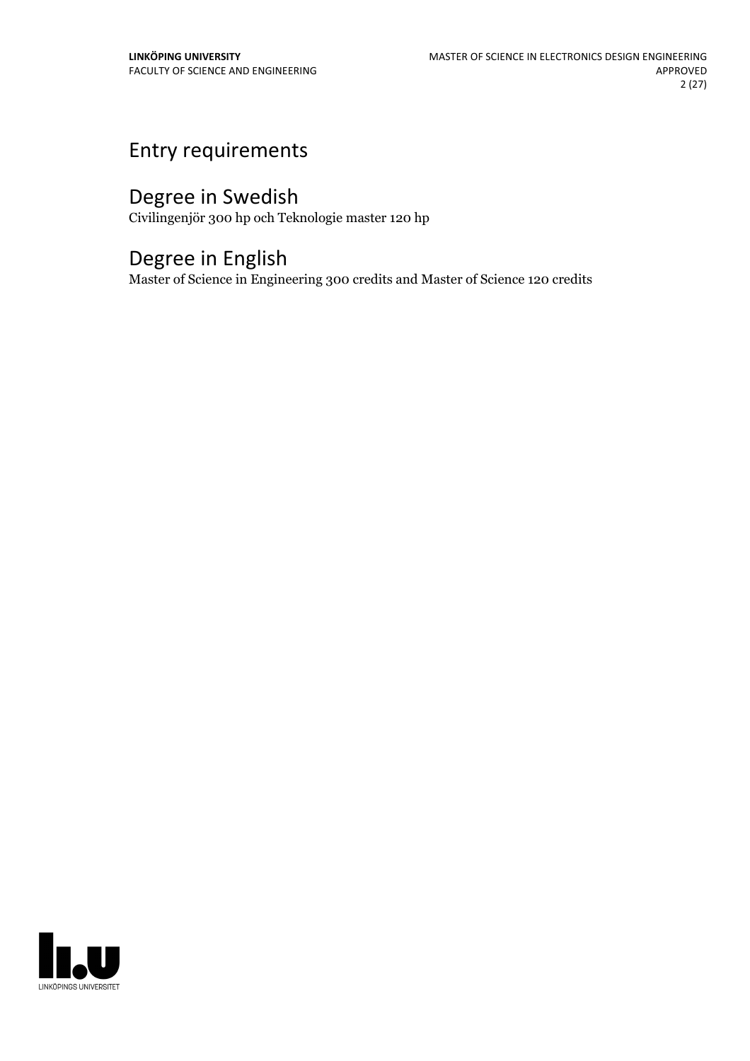# Entry requirements

# Degree in Swedish

Civilingenjör 300 hp och Teknologie master 120 hp

# Degree in English

Master of Science in Engineering 300 credits and Master of Science 120 credits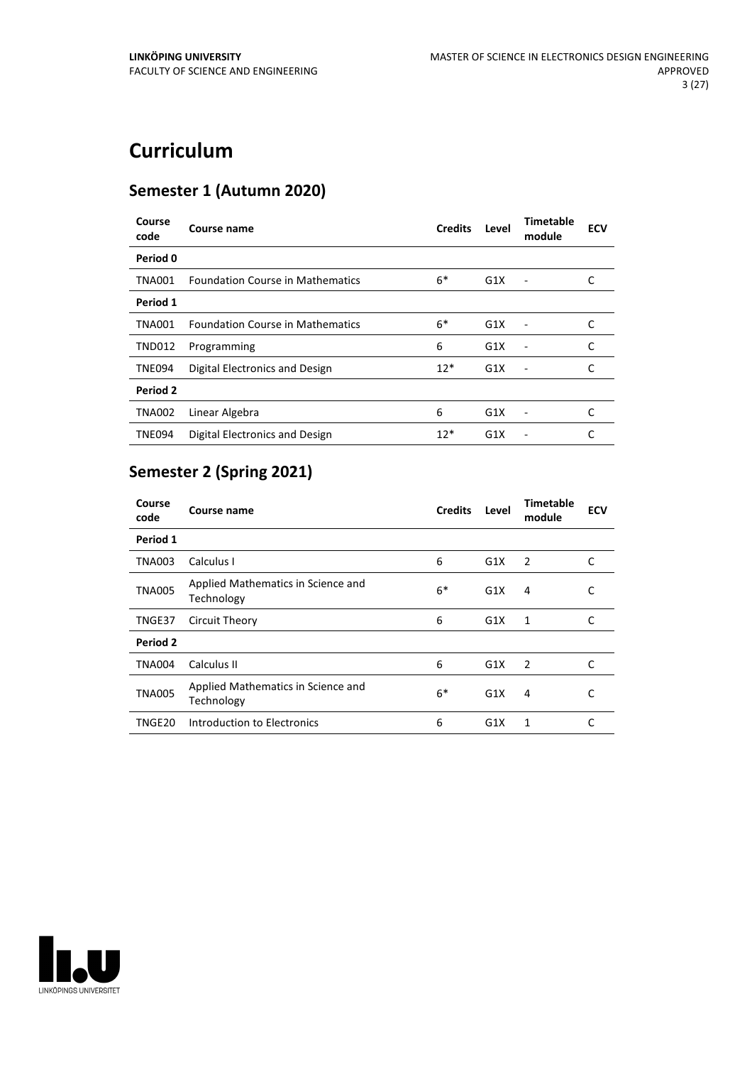# Curriculum

## Semester 1 (Autumn 2020)

| Course code | Course name | Credits | Level | Timetable module | ECV |
|---|---|---|---|---|---|
| **Period 0** | | | | | |
| TNA001 | Foundation Course in Mathematics | 6* | G1X | - | C |
| **Period 1** | | | | | |
| TNA001 | Foundation Course in Mathematics | 6* | G1X | - | C |
| TND012 | Programming | 6 | G1X | - | C |
| TNE094 | Digital Electronics and Design | 12* | G1X | - | C |
| **Period 2** | | | | | |
| TNA002 | Linear Algebra | 6 | G1X | - | C |
| TNE094 | Digital Electronics and Design | 12* | G1X | - | C |

## Semester 2 (Spring 2021)

| Course code | Course name | Credits | Level | Timetable module | ECV |
|---|---|---|---|---|---|
| **Period 1** | | | | | |
| TNA003 | Calculus I | 6 | G1X | 2 | C |
| TNA005 | Applied Mathematics in Science and Technology | 6* | G1X | 4 | C |
| TNGE37 | Circuit Theory | 6 | G1X | 1 | C |
| **Period 2** | | | | | |
| TNA004 | Calculus II | 6 | G1X | 2 | C |
| TNA005 | Applied Mathematics in Science and Technology | 6* | G1X | 4 | C |
| TNGE20 | Introduction to Electronics | 6 | G1X | 1 | C |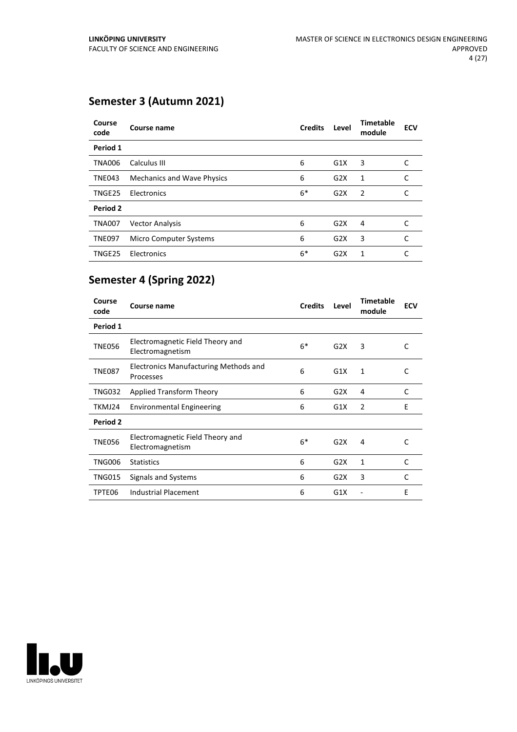## Semester 3 (Autumn 2021)

| Course code | Course name | Credits | Level | Timetable module | ECV |
|---|---|---|---|---|---|
| **Period 1** | | | | | |
| TNA006 | Calculus III | 6 | G1X | 3 | C |
| TNE043 | Mechanics and Wave Physics | 6 | G2X | 1 | C |
| TNGE25 | Electronics | 6* | G2X | 2 | C |
| **Period 2** | | | | | |
| TNA007 | Vector Analysis | 6 | G2X | 4 | C |
| TNE097 | Micro Computer Systems | 6 | G2X | 3 | C |
| TNGE25 | Electronics | 6* | G2X | 1 | C |

## Semester 4 (Spring 2022)

| Course code | Course name | Credits | Level | Timetable module | ECV |
|---|---|---|---|---|---|
| **Period 1** | | | | | |
| TNE056 | Electromagnetic Field Theory and Electromagnetism | 6* | G2X | 3 | C |
| TNE087 | Electronics Manufacturing Methods and Processes | 6 | G1X | 1 | C |
| TNG032 | Applied Transform Theory | 6 | G2X | 4 | C |
| TKMJ24 | Environmental Engineering | 6 | G1X | 2 | E |
| **Period 2** | | | | | |
| TNE056 | Electromagnetic Field Theory and Electromagnetism | 6* | G2X | 4 | C |
| TNG006 | Statistics | 6 | G2X | 1 | C |
| TNG015 | Signals and Systems | 6 | G2X | 3 | C |
| TPTE06 | Industrial Placement | 6 | G1X | - | E |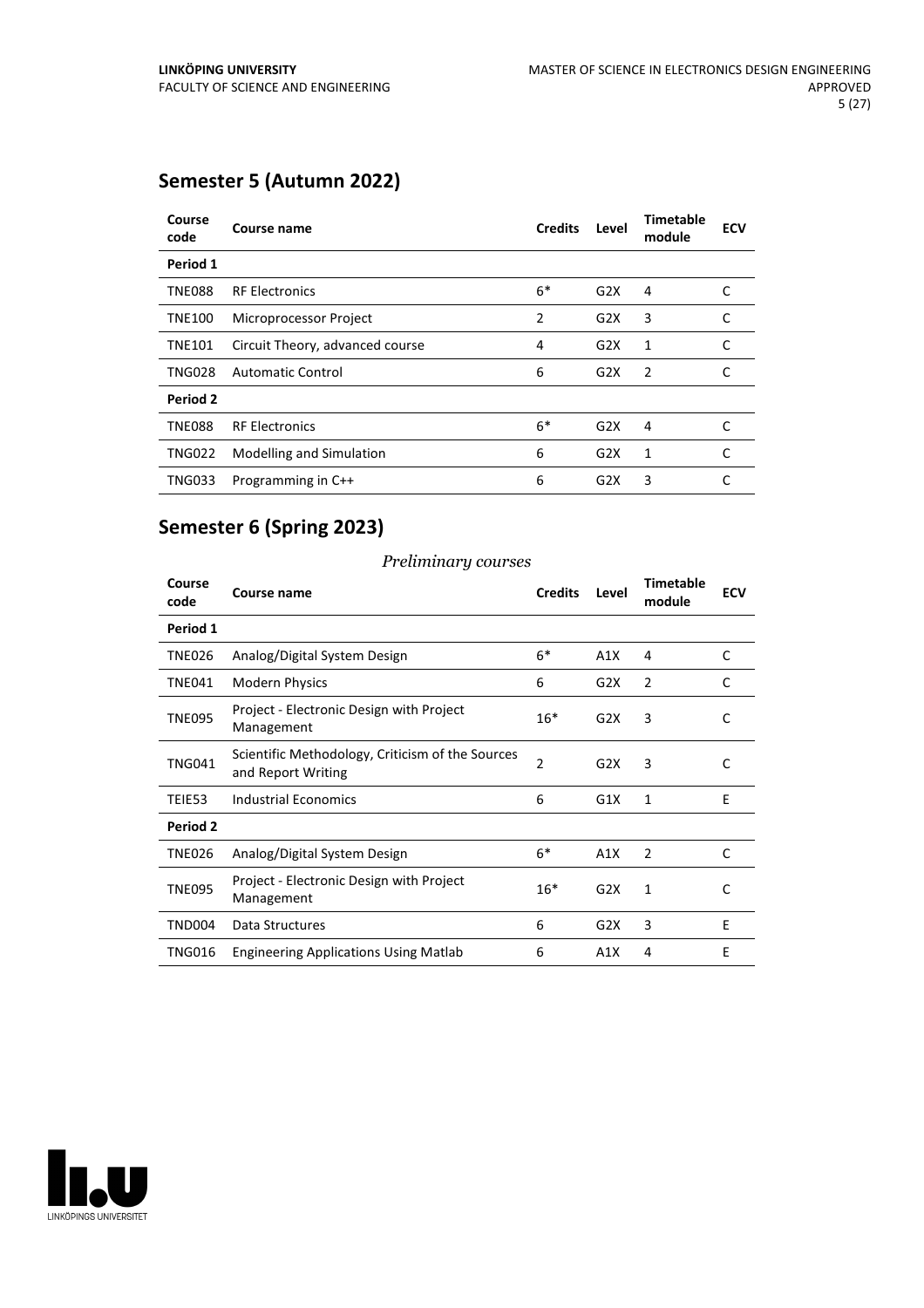## Semester 5 (Autumn 2022)

| Course code | Course name | Credits | Level | Timetable module | ECV |
|---|---|---|---|---|---|
| **Period 1** | | | | | |
| TNE088 | RF Electronics | 6* | G2X | 4 | C |
| TNE100 | Microprocessor Project | 2 | G2X | 3 | C |
| TNE101 | Circuit Theory, advanced course | 4 | G2X | 1 | C |
| TNG028 | Automatic Control | 6 | G2X | 2 | C |
| **Period 2** | | | | | |
| TNE088 | RF Electronics | 6* | G2X | 4 | C |
| TNG022 | Modelling and Simulation | 6 | G2X | 1 | C |
| TNG033 | Programming in C++ | 6 | G2X | 3 | C |

## Semester 6 (Spring 2023)

*Preliminary courses*

| Course code | Course name | Credits | Level | Timetable module | ECV |
|---|---|---|---|---|---|
| **Period 1** | | | | | |
| TNE026 | Analog/Digital System Design | 6* | A1X | 4 | C |
| TNE041 | Modern Physics | 6 | G2X | 2 | C |
| TNE095 | Project - Electronic Design with Project Management | 16* | G2X | 3 | C |
| TNG041 | Scientific Methodology, Criticism of the Sources and Report Writing | 2 | G2X | 3 | C |
| TEIE53 | Industrial Economics | 6 | G1X | 1 | E |
| **Period 2** | | | | | |
| TNE026 | Analog/Digital System Design | 6* | A1X | 2 | C |
| TNE095 | Project - Electronic Design with Project Management | 16* | G2X | 1 | C |
| TND004 | Data Structures | 6 | G2X | 3 | E |
| TNG016 | Engineering Applications Using Matlab | 6 | A1X | 4 | E |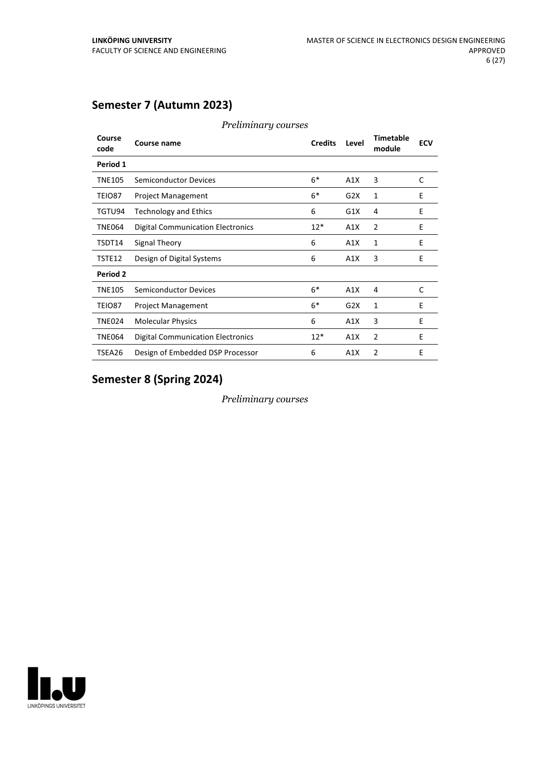## Semester 7 (Autumn 2023)

*Preliminary courses*

| Course code | Course name | Credits | Level | Timetable module | ECV |
|---|---|---|---|---|---|
| **Period 1** | | | | | |
| TNE105 | Semiconductor Devices | 6* | A1X | 3 | C |
| TEIO87 | Project Management | 6* | G2X | 1 | E |
| TGTU94 | Technology and Ethics | 6 | G1X | 4 | E |
| TNE064 | Digital Communication Electronics | 12* | A1X | 2 | E |
| TSDT14 | Signal Theory | 6 | A1X | 1 | E |
| TSTE12 | Design of Digital Systems | 6 | A1X | 3 | E |
| **Period 2** | | | | | |
| TNE105 | Semiconductor Devices | 6* | A1X | 4 | C |
| TEIO87 | Project Management | 6* | G2X | 1 | E |
| TNE024 | Molecular Physics | 6 | A1X | 3 | E |
| TNE064 | Digital Communication Electronics | 12* | A1X | 2 | E |
| TSEA26 | Design of Embedded DSP Processor | 6 | A1X | 2 | E |

## Semester 8 (Spring 2024)

*Preliminary courses*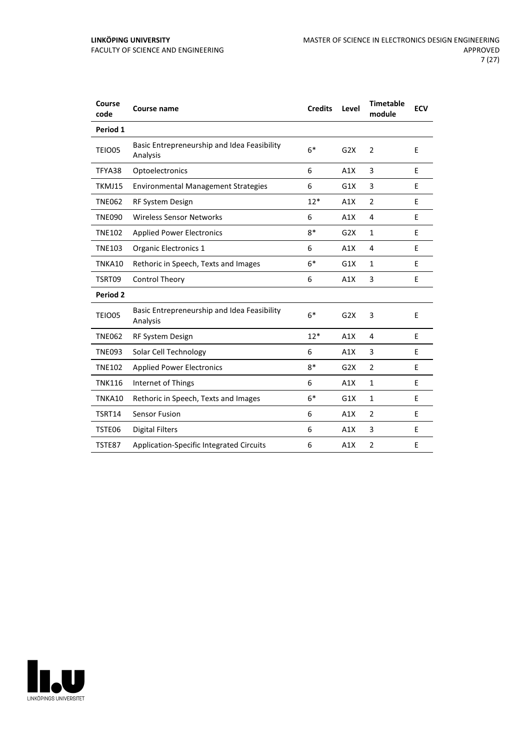| Course code | Course name | Credits | Level | Timetable module | ECV |
|---|---|---|---|---|---|
| **Period 1** | | | | | |
| TEIO05 | Basic Entrepreneurship and Idea Feasibility Analysis | 6* | G2X | 2 | E |
| TFYA38 | Optoelectronics | 6 | A1X | 3 | E |
| TKMJ15 | Environmental Management Strategies | 6 | G1X | 3 | E |
| TNE062 | RF System Design | 12* | A1X | 2 | E |
| TNE090 | Wireless Sensor Networks | 6 | A1X | 4 | E |
| TNE102 | Applied Power Electronics | 8* | G2X | 1 | E |
| TNE103 | Organic Electronics 1 | 6 | A1X | 4 | E |
| TNKA10 | Rethoric in Speech, Texts and Images | 6* | G1X | 1 | E |
| TSRT09 | Control Theory | 6 | A1X | 3 | E |
| **Period 2** | | | | | |
| TEIO05 | Basic Entrepreneurship and Idea Feasibility Analysis | 6* | G2X | 3 | E |
| TNE062 | RF System Design | 12* | A1X | 4 | E |
| TNE093 | Solar Cell Technology | 6 | A1X | 3 | E |
| TNE102 | Applied Power Electronics | 8* | G2X | 2 | E |
| TNK116 | Internet of Things | 6 | A1X | 1 | E |
| TNKA10 | Rethoric in Speech, Texts and Images | 6* | G1X | 1 | E |
| TSRT14 | Sensor Fusion | 6 | A1X | 2 | E |
| TSTE06 | Digital Filters | 6 | A1X | 3 | E |
| TSTE87 | Application-Specific Integrated Circuits | 6 | A1X | 2 | E |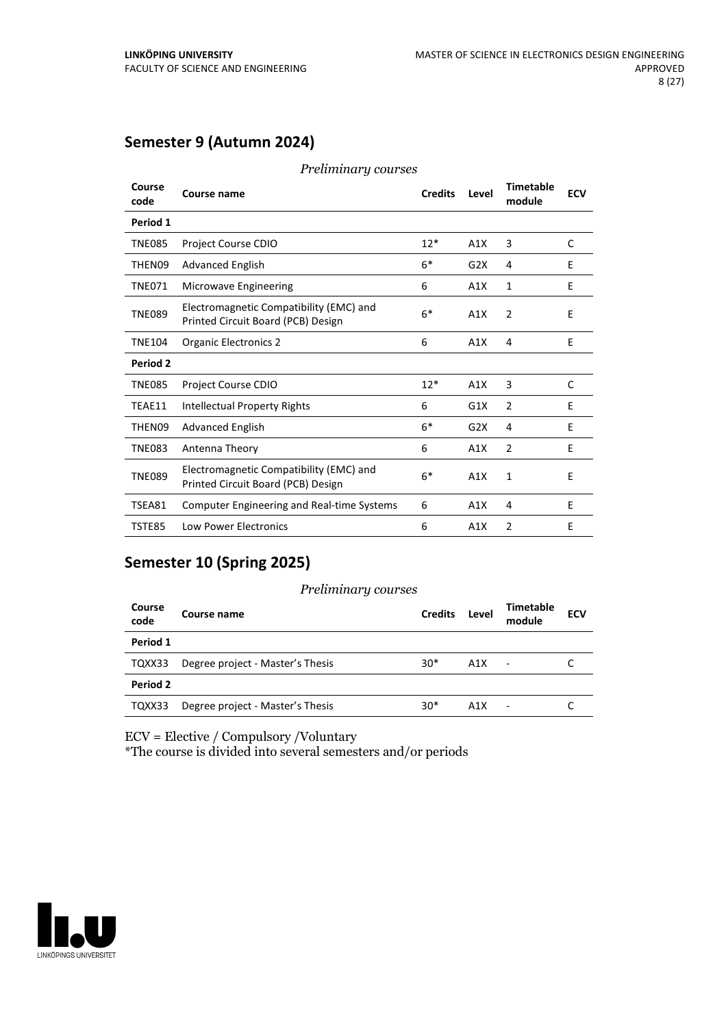## Semester 9 (Autumn 2024)

*Preliminary courses*

| Course code | Course name | Credits | Level | Timetable module | ECV |
|---|---|---|---|---|---|
| **Period 1** | | | | | |
| TNE085 | Project Course CDIO | 12* | A1X | 3 | C |
| THEN09 | Advanced English | 6* | G2X | 4 | E |
| TNE071 | Microwave Engineering | 6 | A1X | 1 | E |
| TNE089 | Electromagnetic Compatibility (EMC) and Printed Circuit Board (PCB) Design | 6* | A1X | 2 | E |
| TNE104 | Organic Electronics 2 | 6 | A1X | 4 | E |
| **Period 2** | | | | | |
| TNE085 | Project Course CDIO | 12* | A1X | 3 | C |
| TEAE11 | Intellectual Property Rights | 6 | G1X | 2 | E |
| THEN09 | Advanced English | 6* | G2X | 4 | E |
| TNE083 | Antenna Theory | 6 | A1X | 2 | E |
| TNE089 | Electromagnetic Compatibility (EMC) and Printed Circuit Board (PCB) Design | 6* | A1X | 1 | E |
| TSEA81 | Computer Engineering and Real-time Systems | 6 | A1X | 4 | E |
| TSTE85 | Low Power Electronics | 6 | A1X | 2 | E |

## Semester 10 (Spring 2025)

*Preliminary courses*

| Course code | Course name | Credits | Level | Timetable module | ECV |
|---|---|---|---|---|---|
| **Period 1** | | | | | |
| TQXX33 | Degree project - Master's Thesis | 30* | A1X | - | C |
| **Period 2** | | | | | |
| TQXX33 | Degree project - Master's Thesis | 30* | A1X | - | C |

ECV = Elective / Compulsory /Voluntary
*The course is divided into several semesters and/or periods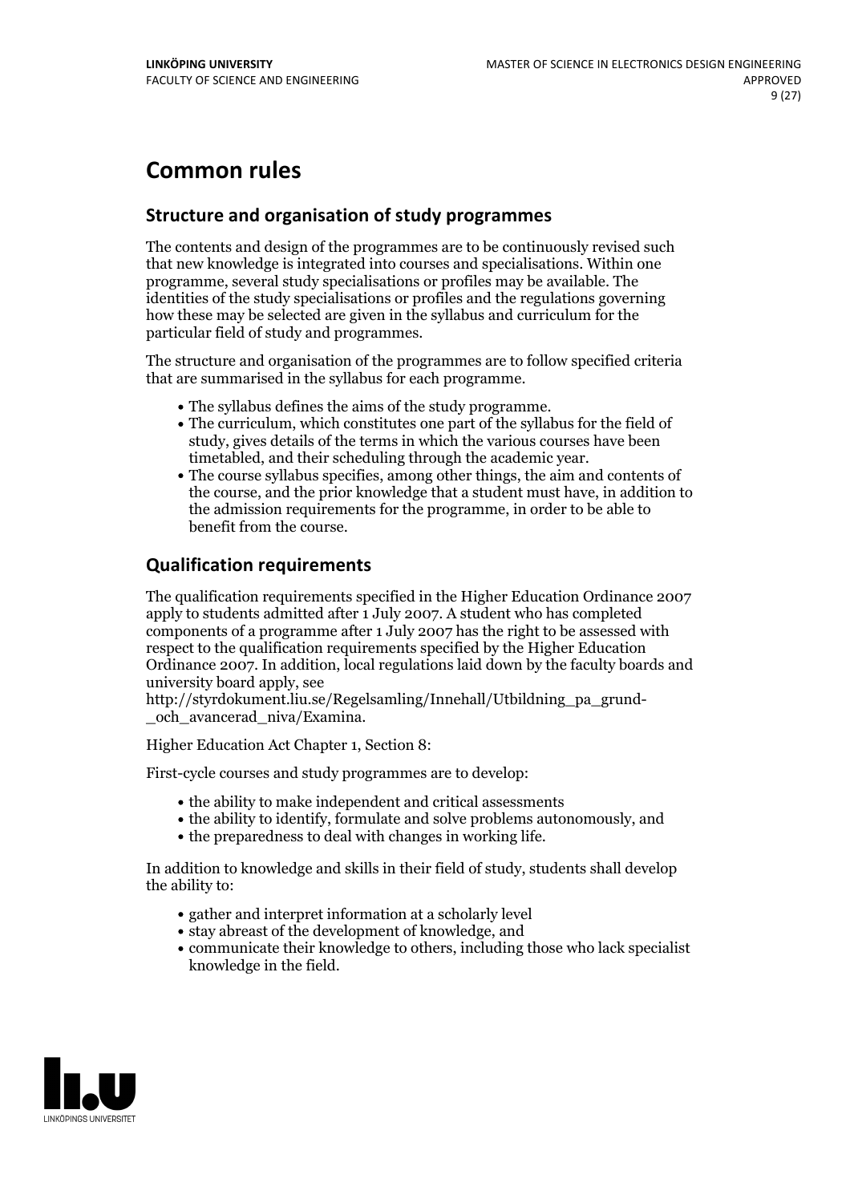# Common rules

## Structure and organisation of study programmes

The contents and design of the programmes are to be continuously revised such that new knowledge is integrated into courses and specialisations. Within one programme, several study specialisations or profiles may be available. The identities of the study specialisations or profiles and the regulations governing how these may be selected are given in the syllabus and curriculum for the particular field of study and programmes.

The structure and organisation of the programmes are to follow specified criteria that are summarised in the syllabus for each programme.

- The syllabus defines the aims of the study programme.
- The curriculum, which constitutes one part of the syllabus for the field of study, gives details of the terms in which the various courses have been timetabled, and their scheduling through the academic year.
- The course syllabus specifies, among other things, the aim and contents of the course, and the prior knowledge that a student must have, in addition to the admission requirements for the programme, in order to be able to benefit from the course.

## Qualification requirements

The qualification requirements specified in the Higher Education Ordinance 2007 apply to students admitted after 1 July 2007. A student who has completed components of a programme after 1 July 2007 has the right to be assessed with respect to the qualification requirements specified by the Higher Education Ordinance 2007. In addition, local regulations laid down by the faculty boards and university board apply, see
http://styrdokument.liu.se/Regelsamling/Innehall/Utbildning_pa_grund-_och_avancerad_niva/Examina.

Higher Education Act Chapter 1, Section 8:

First-cycle courses and study programmes are to develop:

- the ability to make independent and critical assessments
- the ability to identify, formulate and solve problems autonomously, and
- the preparedness to deal with changes in working life.

In addition to knowledge and skills in their field of study, students shall develop the ability to:

- gather and interpret information at a scholarly level
- stay abreast of the development of knowledge, and
- communicate their knowledge to others, including those who lack specialist knowledge in the field.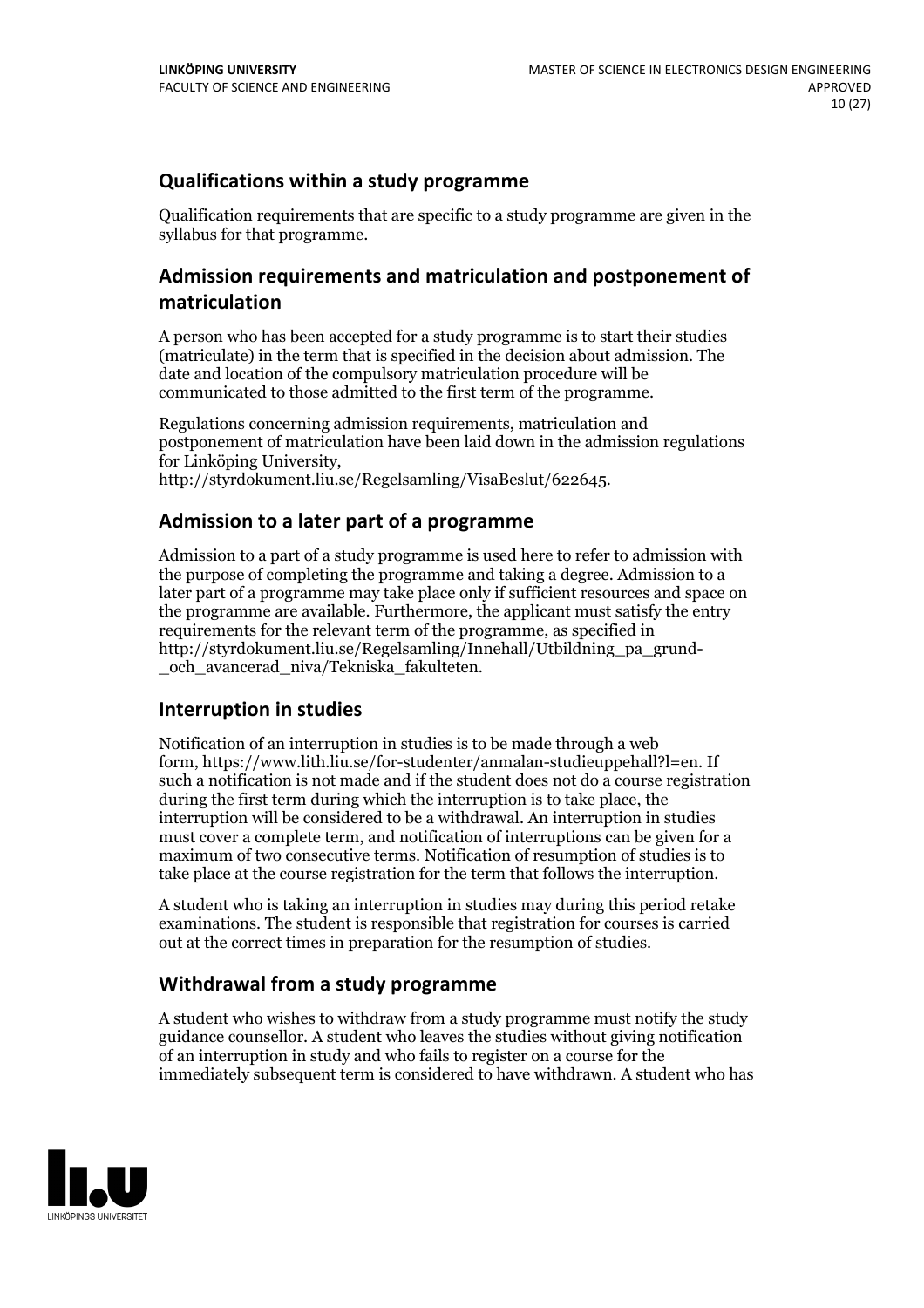## Qualifications within a study programme

Qualification requirements that are specific to a study programme are given in the syllabus for that programme.

## Admission requirements and matriculation and postponement of matriculation

A person who has been accepted for a study programme is to start their studies (matriculate) in the term that is specified in the decision about admission. The date and location of the compulsory matriculation procedure will be communicated to those admitted to the first term of the programme.

Regulations concerning admission requirements, matriculation and postponement of matriculation have been laid down in the admission regulations for Linköping University, http://styrdokument.liu.se/Regelsamling/VisaBeslut/622645.

## Admission to a later part of a programme

Admission to a part of a study programme is used here to refer to admission with the purpose of completing the programme and taking a degree. Admission to a later part of a programme may take place only if sufficient resources and space on the programme are available. Furthermore, the applicant must satisfy the entry requirements for the relevant term of the programme, as specified in http://styrdokument.liu.se/Regelsamling/Innehall/Utbildning_pa_grund-_och_avancerad_niva/Tekniska_fakulteten.

## Interruption in studies

Notification of an interruption in studies is to be made through a web form, https://www.lith.liu.se/for-studenter/anmalan-studieuppehall?l=en. If such a notification is not made and if the student does not do a course registration during the first term during which the interruption is to take place, the interruption will be considered to be a withdrawal. An interruption in studies must cover a complete term, and notification of interruptions can be given for a maximum of two consecutive terms. Notification of resumption of studies is to take place at the course registration for the term that follows the interruption.

A student who is taking an interruption in studies may during this period retake examinations. The student is responsible that registration for courses is carried out at the correct times in preparation for the resumption of studies.

## Withdrawal from a study programme

A student who wishes to withdraw from a study programme must notify the study guidance counsellor. A student who leaves the studies without giving notification of an interruption in study and who fails to register on a course for the immediately subsequent term is considered to have withdrawn. A student who has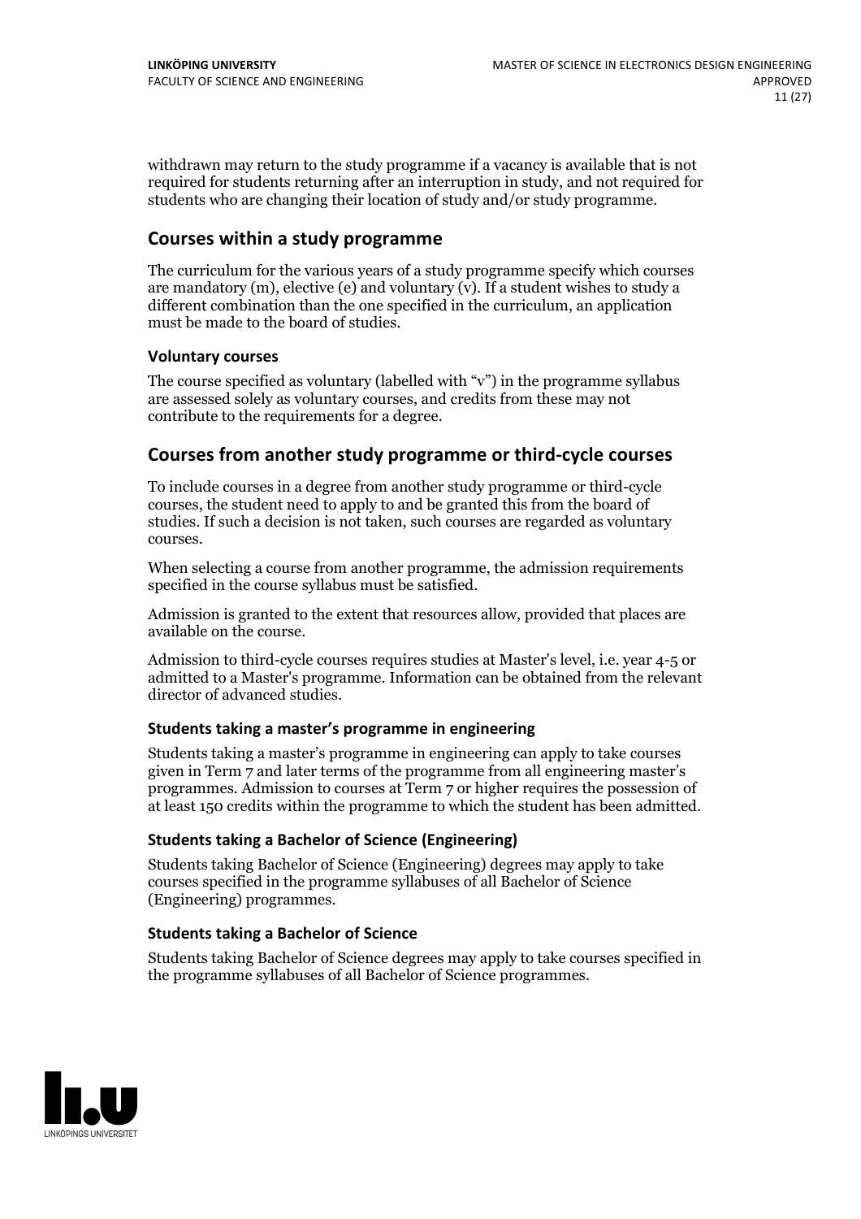withdrawn may return to the study programme if a vacancy is available that is not required for students returning after an interruption in study, and not required for students who are changing their location of study and/or study programme.

## Courses within a study programme

The curriculum for the various years of a study programme specify which courses are mandatory (m), elective (e) and voluntary (v). If a student wishes to study a different combination than the one specified in the curriculum, an application must be made to the board of studies.

### Voluntary courses

The course specified as voluntary (labelled with "v") in the programme syllabus are assessed solely as voluntary courses, and credits from these may not contribute to the requirements for a degree.

## Courses from another study programme or third-cycle courses

To include courses in a degree from another study programme or third-cycle courses, the student need to apply to and be granted this from the board of studies. If such a decision is not taken, such courses are regarded as voluntary courses.

When selecting a course from another programme, the admission requirements specified in the course syllabus must be satisfied.

Admission is granted to the extent that resources allow, provided that places are available on the course.

Admission to third-cycle courses requires studies at Master's level, i.e. year 4-5 or admitted to a Master's programme. Information can be obtained from the relevant director of advanced studies.

### Students taking a master's programme in engineering

Students taking a master's programme in engineering can apply to take courses given in Term 7 and later terms of the programme from all engineering master's programmes. Admission to courses at Term 7 or higher requires the possession of at least 150 credits within the programme to which the student has been admitted.

### Students taking a Bachelor of Science (Engineering)

Students taking Bachelor of Science (Engineering) degrees may apply to take courses specified in the programme syllabuses of all Bachelor of Science (Engineering) programmes.

### Students taking a Bachelor of Science

Students taking Bachelor of Science degrees may apply to take courses specified in the programme syllabuses of all Bachelor of Science programmes.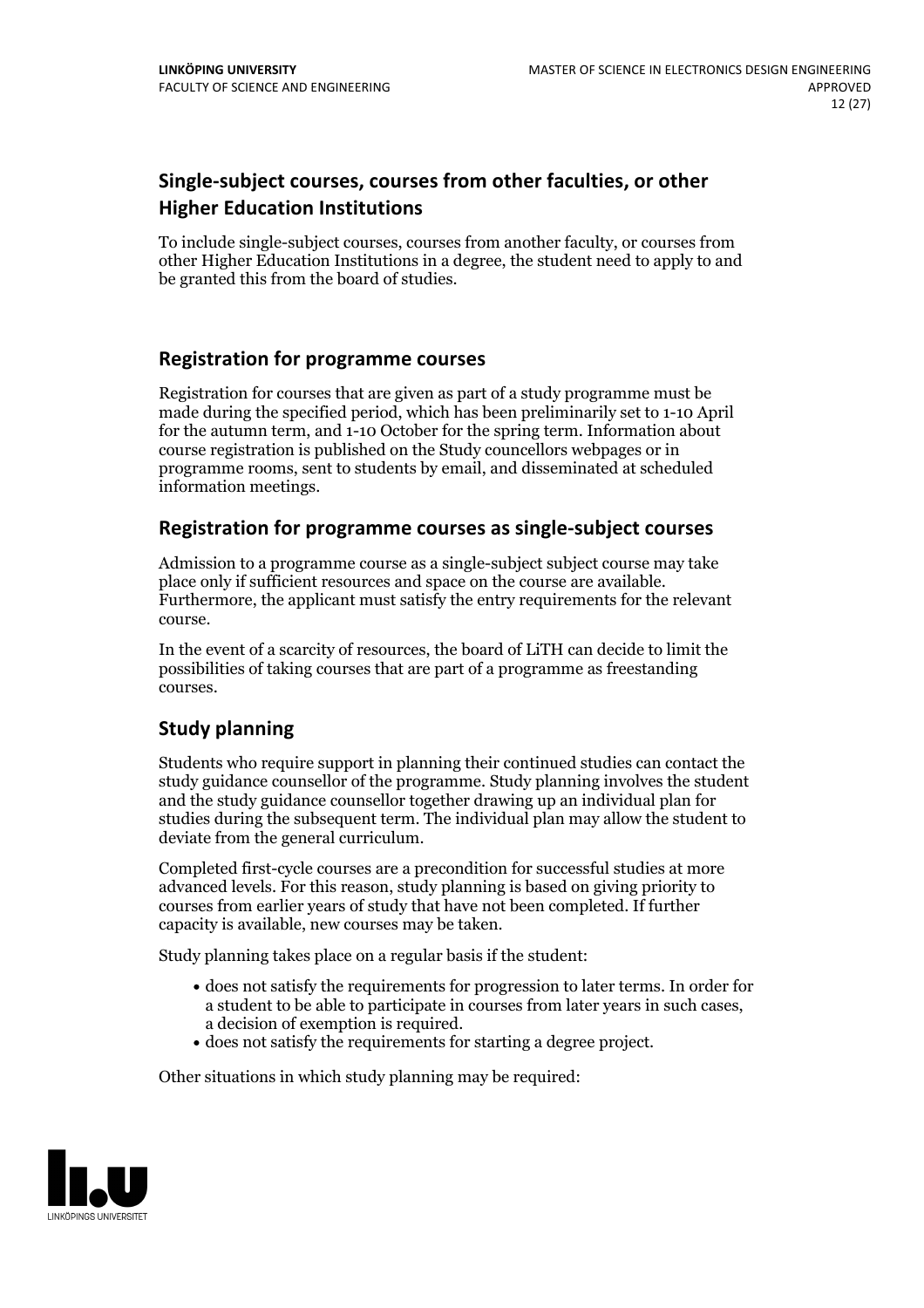## Single-subject courses, courses from other faculties, or other Higher Education Institutions

To include single-subject courses, courses from another faculty, or courses from other Higher Education Institutions in a degree, the student need to apply to and be granted this from the board of studies.

## Registration for programme courses

Registration for courses that are given as part of a study programme must be made during the specified period, which has been preliminarily set to 1-10 April for the autumn term, and 1-10 October for the spring term. Information about course registration is published on the Study councellors webpages or in programme rooms, sent to students by email, and disseminated at scheduled information meetings.

## Registration for programme courses as single-subject courses

Admission to a programme course as a single-subject subject course may take place only if sufficient resources and space on the course are available. Furthermore, the applicant must satisfy the entry requirements for the relevant course.

In the event of a scarcity of resources, the board of LiTH can decide to limit the possibilities of taking courses that are part of a programme as freestanding courses.

## Study planning

Students who require support in planning their continued studies can contact the study guidance counsellor of the programme. Study planning involves the student and the study guidance counsellor together drawing up an individual plan for studies during the subsequent term. The individual plan may allow the student to deviate from the general curriculum.

Completed first-cycle courses are a precondition for successful studies at more advanced levels. For this reason, study planning is based on giving priority to courses from earlier years of study that have not been completed. If further capacity is available, new courses may be taken.

Study planning takes place on a regular basis if the student:

- does not satisfy the requirements for progression to later terms. In order for a student to be able to participate in courses from later years in such cases, a decision of exemption is required.
- does not satisfy the requirements for starting a degree project.

Other situations in which study planning may be required: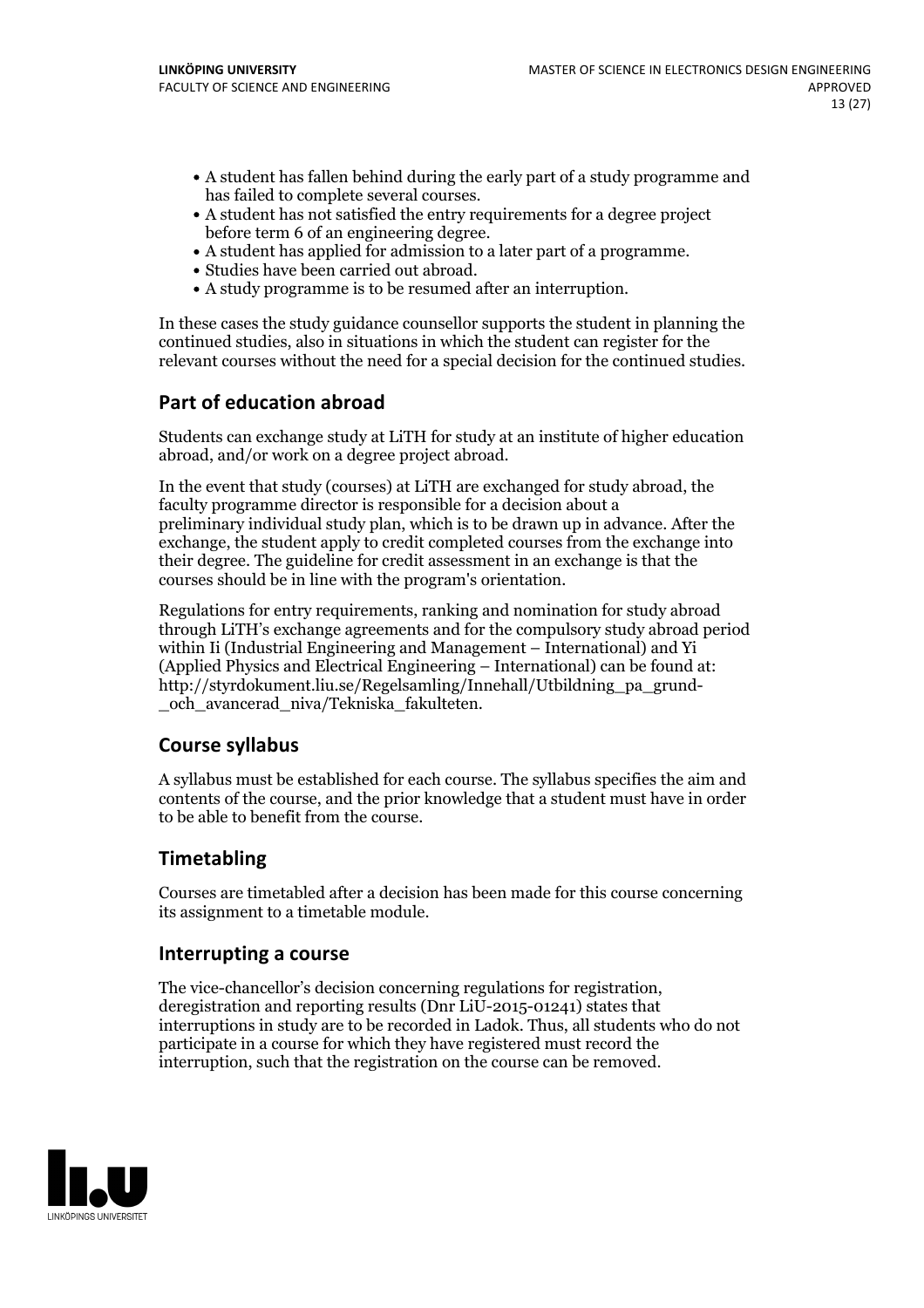- A student has fallen behind during the early part of a study programme and has failed to complete several courses.
- A student has not satisfied the entry requirements for a degree project before term 6 of an engineering degree.
- A student has applied for admission to a later part of a programme.
- Studies have been carried out abroad.
- A study programme is to be resumed after an interruption.

In these cases the study guidance counsellor supports the student in planning the continued studies, also in situations in which the student can register for the relevant courses without the need for a special decision for the continued studies.

## Part of education abroad

Students can exchange study at LiTH for study at an institute of higher education abroad, and/or work on a degree project abroad.

In the event that study (courses) at LiTH are exchanged for study abroad, the faculty programme director is responsible for a decision about a preliminary individual study plan, which is to be drawn up in advance. After the exchange, the student apply to credit completed courses from the exchange into their degree. The guideline for credit assessment in an exchange is that the courses should be in line with the program's orientation.

Regulations for entry requirements, ranking and nomination for study abroad through LiTH's exchange agreements and for the compulsory study abroad period within Ii (Industrial Engineering and Management – International) and Yi (Applied Physics and Electrical Engineering – International) can be found at: http://styrdokument.liu.se/Regelsamling/Innehall/Utbildning_pa_grund-_och_avancerad_niva/Tekniska_fakulteten.

## Course syllabus

A syllabus must be established for each course. The syllabus specifies the aim and contents of the course, and the prior knowledge that a student must have in order to be able to benefit from the course.

## Timetabling

Courses are timetabled after a decision has been made for this course concerning its assignment to a timetable module.

## Interrupting a course

The vice-chancellor's decision concerning regulations for registration, deregistration and reporting results (Dnr LiU-2015-01241) states that interruptions in study are to be recorded in Ladok. Thus, all students who do not participate in a course for which they have registered must record the interruption, such that the registration on the course can be removed.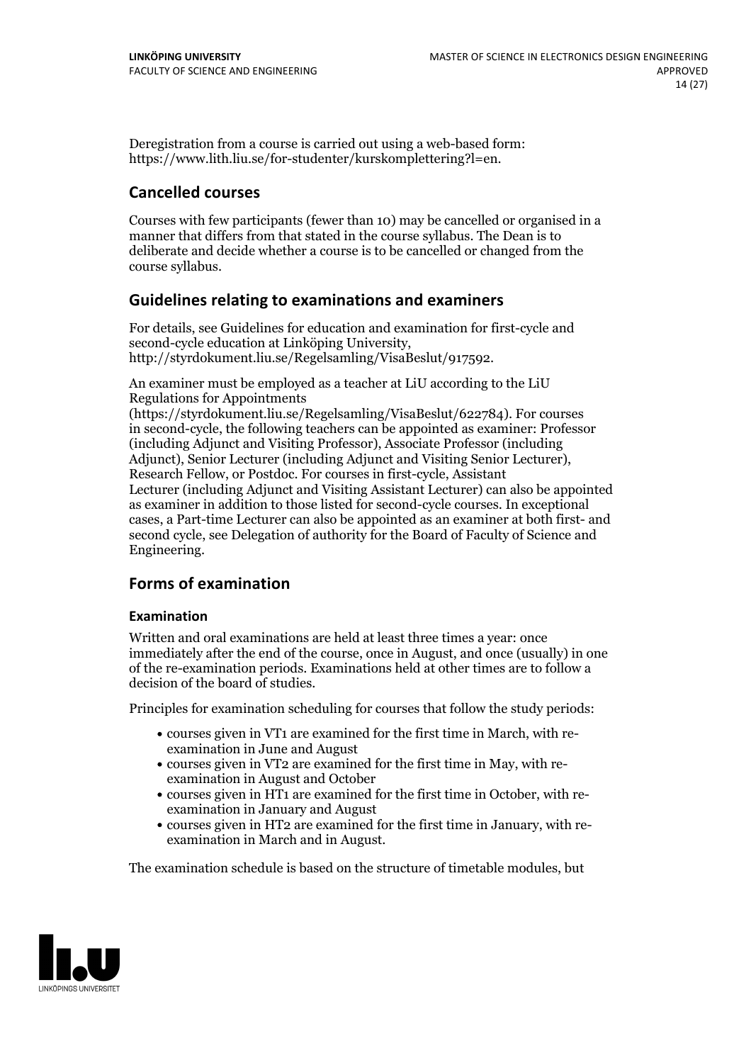Deregistration from a course is carried out using a web-based form: https://www.lith.liu.se/for-studenter/kurskomplettering?l=en.

## Cancelled courses

Courses with few participants (fewer than 10) may be cancelled or organised in a manner that differs from that stated in the course syllabus. The Dean is to deliberate and decide whether a course is to be cancelled or changed from the course syllabus.

## Guidelines relating to examinations and examiners

For details, see Guidelines for education and examination for first-cycle and second-cycle education at Linköping University, http://styrdokument.liu.se/Regelsamling/VisaBeslut/917592.

An examiner must be employed as a teacher at LiU according to the LiU Regulations for Appointments (https://styrdokument.liu.se/Regelsamling/VisaBeslut/622784). For courses in second-cycle, the following teachers can be appointed as examiner: Professor (including Adjunct and Visiting Professor), Associate Professor (including Adjunct), Senior Lecturer (including Adjunct and Visiting Senior Lecturer), Research Fellow, or Postdoc. For courses in first-cycle, Assistant Lecturer (including Adjunct and Visiting Assistant Lecturer) can also be appointed as examiner in addition to those listed for second-cycle courses. In exceptional cases, a Part-time Lecturer can also be appointed as an examiner at both first- and second cycle, see Delegation of authority for the Board of Faculty of Science and Engineering.

## Forms of examination

### Examination

Written and oral examinations are held at least three times a year: once immediately after the end of the course, once in August, and once (usually) in one of the re-examination periods. Examinations held at other times are to follow a decision of the board of studies.

Principles for examination scheduling for courses that follow the study periods:

- courses given in VT1 are examined for the first time in March, with re-examination in June and August
- courses given in VT2 are examined for the first time in May, with re-examination in August and October
- courses given in HT1 are examined for the first time in October, with re-examination in January and August
- courses given in HT2 are examined for the first time in January, with re-examination in March and in August.

The examination schedule is based on the structure of timetable modules, but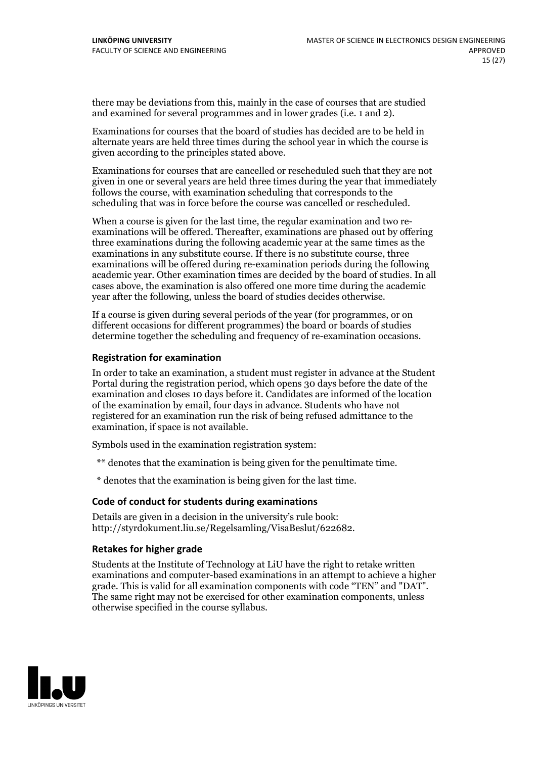there may be deviations from this, mainly in the case of courses that are studied and examined for several programmes and in lower grades (i.e. 1 and 2).

Examinations for courses that the board of studies has decided are to be held in alternate years are held three times during the school year in which the course is given according to the principles stated above.

Examinations for courses that are cancelled or rescheduled such that they are not given in one or several years are held three times during the year that immediately follows the course, with examination scheduling that corresponds to the scheduling that was in force before the course was cancelled or rescheduled.

When a course is given for the last time, the regular examination and two re-examinations will be offered. Thereafter, examinations are phased out by offering three examinations during the following academic year at the same times as the examinations in any substitute course. If there is no substitute course, three examinations will be offered during re-examination periods during the following academic year. Other examination times are decided by the board of studies. In all cases above, the examination is also offered one more time during the academic year after the following, unless the board of studies decides otherwise.

If a course is given during several periods of the year (for programmes, or on different occasions for different programmes) the board or boards of studies determine together the scheduling and frequency of re-examination occasions.

### Registration for examination

In order to take an examination, a student must register in advance at the Student Portal during the registration period, which opens 30 days before the date of the examination and closes 10 days before it. Candidates are informed of the location of the examination by email, four days in advance. Students who have not registered for an examination run the risk of being refused admittance to the examination, if space is not available.

Symbols used in the examination registration system:

** denotes that the examination is being given for the penultimate time.

* denotes that the examination is being given for the last time.

### Code of conduct for students during examinations

Details are given in a decision in the university's rule book: http://styrdokument.liu.se/Regelsamling/VisaBeslut/622682.

### Retakes for higher grade

Students at the Institute of Technology at LiU have the right to retake written examinations and computer-based examinations in an attempt to achieve a higher grade. This is valid for all examination components with code "TEN" and "DAT". The same right may not be exercised for other examination components, unless otherwise specified in the course syllabus.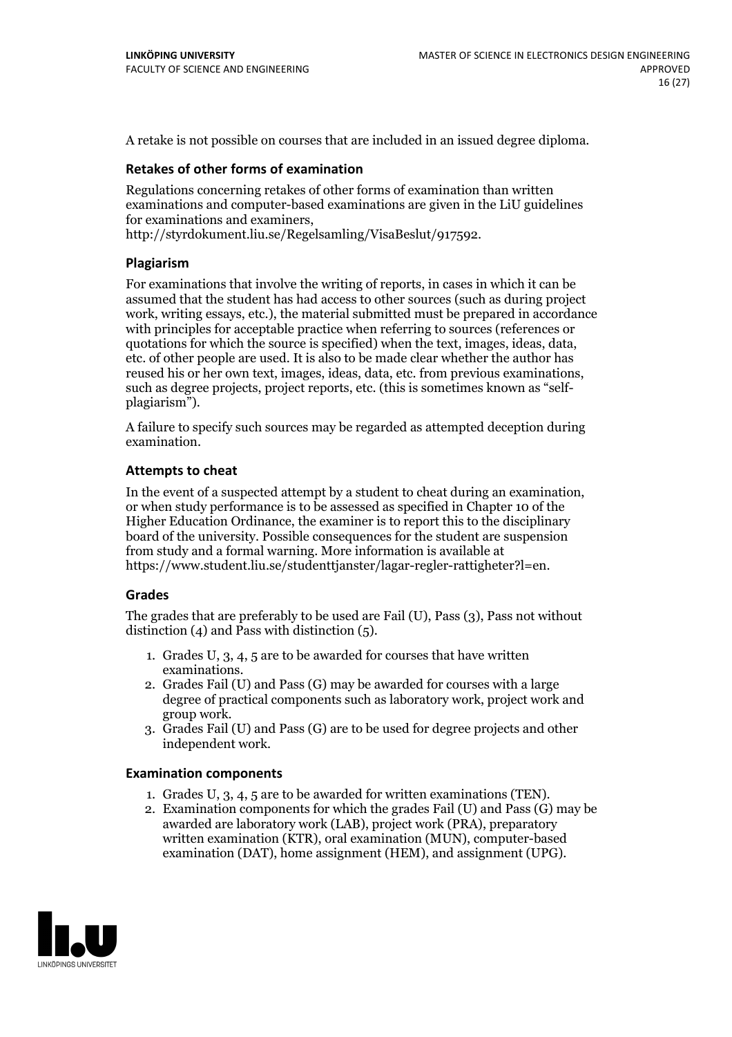A retake is not possible on courses that are included in an issued degree diploma.

### Retakes of other forms of examination

Regulations concerning retakes of other forms of examination than written examinations and computer-based examinations are given in the LiU guidelines for examinations and examiners, http://styrdokument.liu.se/Regelsamling/VisaBeslut/917592.

### Plagiarism

For examinations that involve the writing of reports, in cases in which it can be assumed that the student has had access to other sources (such as during project work, writing essays, etc.), the material submitted must be prepared in accordance with principles for acceptable practice when referring to sources (references or quotations for which the source is specified) when the text, images, ideas, data, etc. of other people are used. It is also to be made clear whether the author has reused his or her own text, images, ideas, data, etc. from previous examinations, such as degree projects, project reports, etc. (this is sometimes known as "self-plagiarism").

A failure to specify such sources may be regarded as attempted deception during examination.

### Attempts to cheat

In the event of a suspected attempt by a student to cheat during an examination, or when study performance is to be assessed as specified in Chapter 10 of the Higher Education Ordinance, the examiner is to report this to the disciplinary board of the university. Possible consequences for the student are suspension from study and a formal warning. More information is available at https://www.student.liu.se/studenttjanster/lagar-regler-rattigheter?l=en.

### Grades

The grades that are preferably to be used are Fail (U), Pass (3), Pass not without distinction (4) and Pass with distinction (5).

1. Grades U, 3, 4, 5 are to be awarded for courses that have written examinations.
2. Grades Fail (U) and Pass (G) may be awarded for courses with a large degree of practical components such as laboratory work, project work and group work.
3. Grades Fail (U) and Pass (G) are to be used for degree projects and other independent work.

### Examination components

1. Grades U, 3, 4, 5 are to be awarded for written examinations (TEN).
2. Examination components for which the grades Fail (U) and Pass (G) may be awarded are laboratory work (LAB), project work (PRA), preparatory written examination (KTR), oral examination (MUN), computer-based examination (DAT), home assignment (HEM), and assignment (UPG).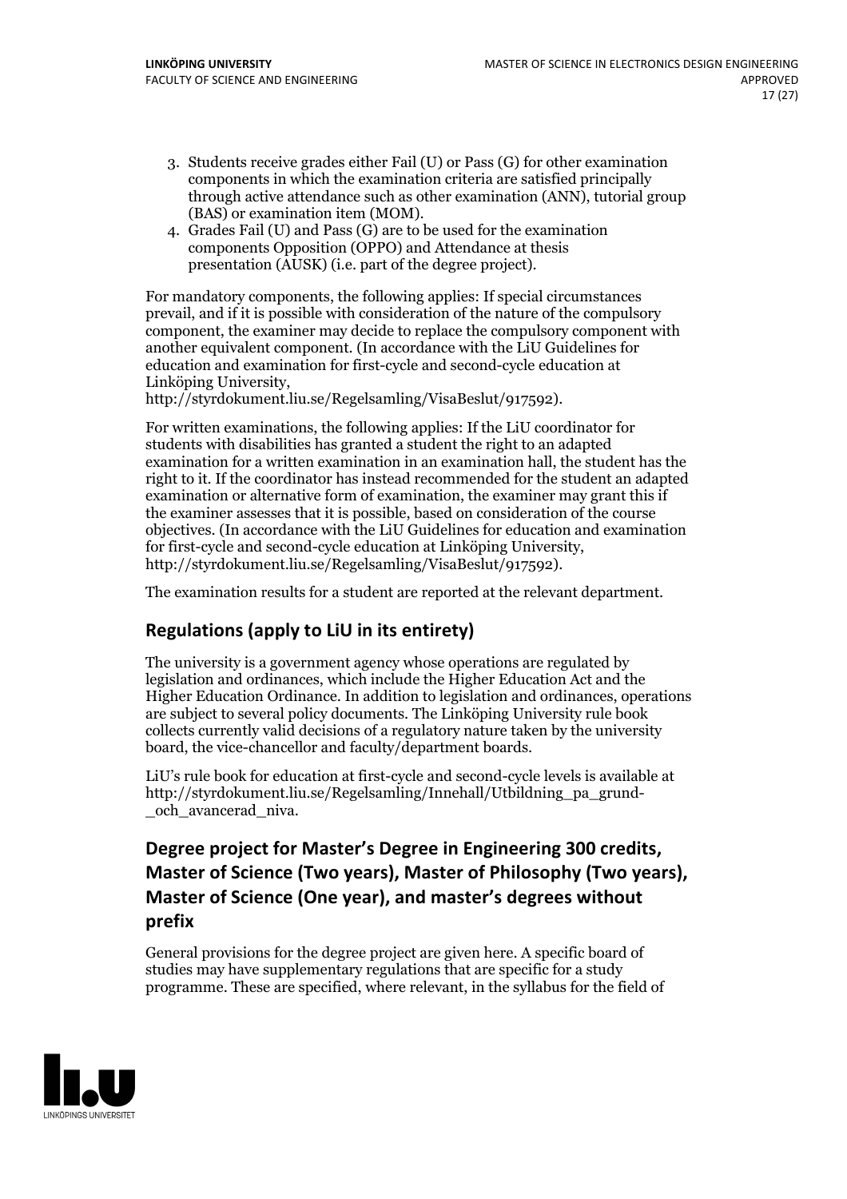3. Students receive grades either Fail (U) or Pass (G) for other examination components in which the examination criteria are satisfied principally through active attendance such as other examination (ANN), tutorial group (BAS) or examination item (MOM).
4. Grades Fail (U) and Pass (G) are to be used for the examination components Opposition (OPPO) and Attendance at thesis presentation (AUSK) (i.e. part of the degree project).

For mandatory components, the following applies: If special circumstances prevail, and if it is possible with consideration of the nature of the compulsory component, the examiner may decide to replace the compulsory component with another equivalent component. (In accordance with the LiU Guidelines for education and examination for first-cycle and second-cycle education at Linköping University, http://styrdokument.liu.se/Regelsamling/VisaBeslut/917592).

For written examinations, the following applies: If the LiU coordinator for students with disabilities has granted a student the right to an adapted examination for a written examination in an examination hall, the student has the right to it. If the coordinator has instead recommended for the student an adapted examination or alternative form of examination, the examiner may grant this if the examiner assesses that it is possible, based on consideration of the course objectives. (In accordance with the LiU Guidelines for education and examination for first-cycle and second-cycle education at Linköping University, http://styrdokument.liu.se/Regelsamling/VisaBeslut/917592).

The examination results for a student are reported at the relevant department.

## Regulations (apply to LiU in its entirety)

The university is a government agency whose operations are regulated by legislation and ordinances, which include the Higher Education Act and the Higher Education Ordinance. In addition to legislation and ordinances, operations are subject to several policy documents. The Linköping University rule book collects currently valid decisions of a regulatory nature taken by the university board, the vice-chancellor and faculty/department boards.

LiU's rule book for education at first-cycle and second-cycle levels is available at http://styrdokument.liu.se/Regelsamling/Innehall/Utbildning_pa_grund-_och_avancerad_niva.

## Degree project for Master's Degree in Engineering 300 credits, Master of Science (Two years), Master of Philosophy (Two years), Master of Science (One year), and master's degrees without prefix

General provisions for the degree project are given here. A specific board of studies may have supplementary regulations that are specific for a study programme. These are specified, where relevant, in the syllabus for the field of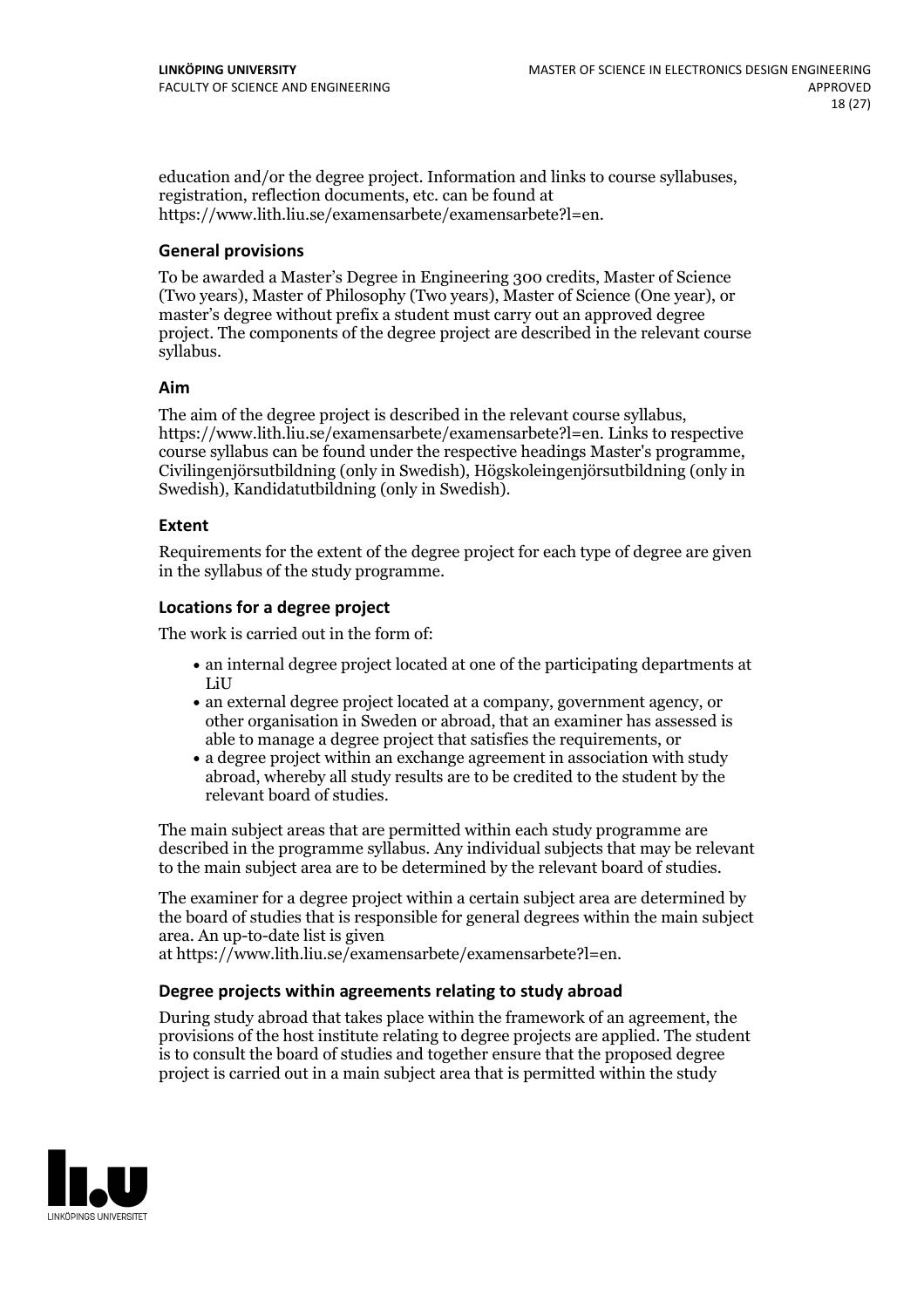education and/or the degree project. Information and links to course syllabuses, registration, reflection documents, etc. can be found at https://www.lith.liu.se/examensarbete/examensarbete?l=en.

### General provisions

To be awarded a Master's Degree in Engineering 300 credits, Master of Science (Two years), Master of Philosophy (Two years), Master of Science (One year), or master's degree without prefix a student must carry out an approved degree project. The components of the degree project are described in the relevant course syllabus.

### Aim

The aim of the degree project is described in the relevant course syllabus, https://www.lith.liu.se/examensarbete/examensarbete?l=en. Links to respective course syllabus can be found under the respective headings Master's programme, Civilingenjörsutbildning (only in Swedish), Högskoleingenjörsutbildning (only in Swedish), Kandidatutbildning (only in Swedish).

### Extent

Requirements for the extent of the degree project for each type of degree are given in the syllabus of the study programme.

### Locations for a degree project

The work is carried out in the form of:

- an internal degree project located at one of the participating departments at LiU
- an external degree project located at a company, government agency, or other organisation in Sweden or abroad, that an examiner has assessed is able to manage a degree project that satisfies the requirements, or
- a degree project within an exchange agreement in association with study abroad, whereby all study results are to be credited to the student by the relevant board of studies.

The main subject areas that are permitted within each study programme are described in the programme syllabus. Any individual subjects that may be relevant to the main subject area are to be determined by the relevant board of studies.

The examiner for a degree project within a certain subject area are determined by the board of studies that is responsible for general degrees within the main subject area. An up-to-date list is given at https://www.lith.liu.se/examensarbete/examensarbete?l=en.

### Degree projects within agreements relating to study abroad

During study abroad that takes place within the framework of an agreement, the provisions of the host institute relating to degree projects are applied. The student is to consult the board of studies and together ensure that the proposed degree project is carried out in a main subject area that is permitted within the study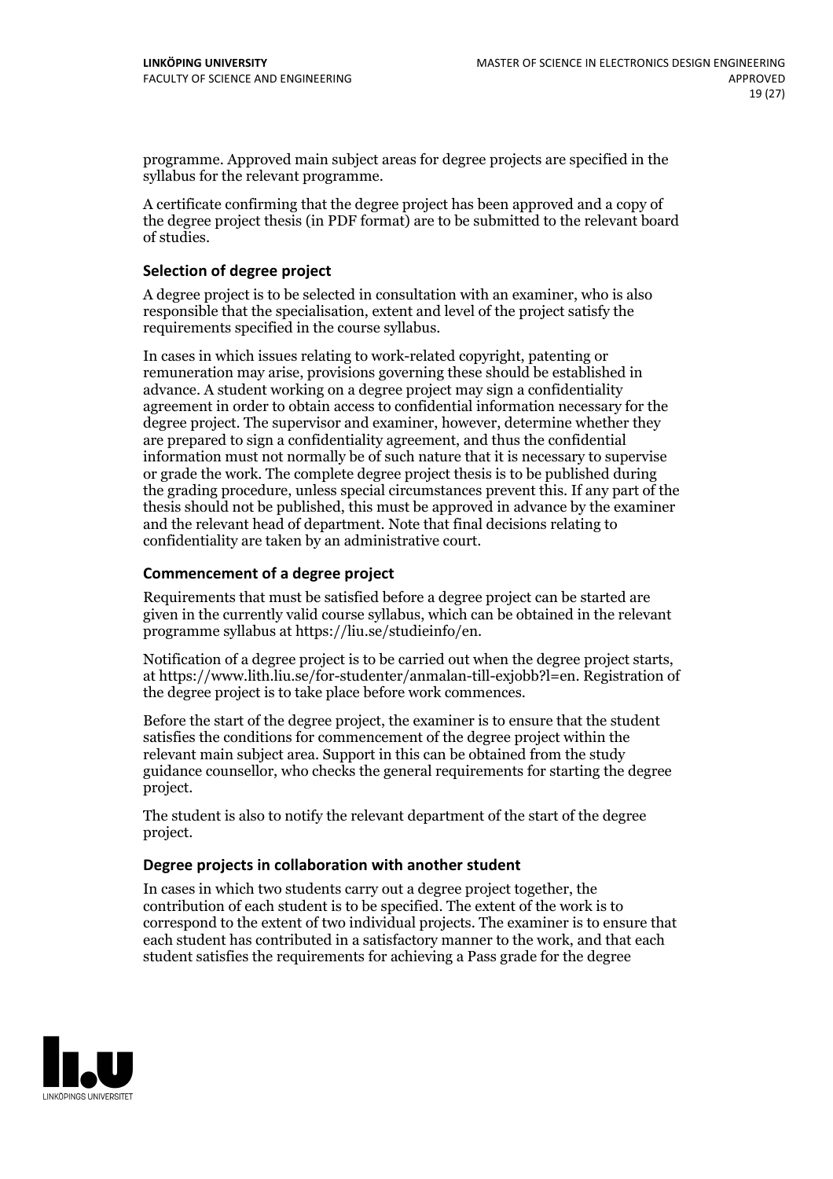programme. Approved main subject areas for degree projects are specified in the syllabus for the relevant programme.

A certificate confirming that the degree project has been approved and a copy of the degree project thesis (in PDF format) are to be submitted to the relevant board of studies.

### Selection of degree project

A degree project is to be selected in consultation with an examiner, who is also responsible that the specialisation, extent and level of the project satisfy the requirements specified in the course syllabus.

In cases in which issues relating to work-related copyright, patenting or remuneration may arise, provisions governing these should be established in advance. A student working on a degree project may sign a confidentiality agreement in order to obtain access to confidential information necessary for the degree project. The supervisor and examiner, however, determine whether they are prepared to sign a confidentiality agreement, and thus the confidential information must not normally be of such nature that it is necessary to supervise or grade the work. The complete degree project thesis is to be published during the grading procedure, unless special circumstances prevent this. If any part of the thesis should not be published, this must be approved in advance by the examiner and the relevant head of department. Note that final decisions relating to confidentiality are taken by an administrative court.

### Commencement of a degree project

Requirements that must be satisfied before a degree project can be started are given in the currently valid course syllabus, which can be obtained in the relevant programme syllabus at https://liu.se/studieinfo/en.

Notification of a degree project is to be carried out when the degree project starts, at https://www.lith.liu.se/for-studenter/anmalan-till-exjobb?l=en. Registration of the degree project is to take place before work commences.

Before the start of the degree project, the examiner is to ensure that the student satisfies the conditions for commencement of the degree project within the relevant main subject area. Support in this can be obtained from the study guidance counsellor, who checks the general requirements for starting the degree project.

The student is also to notify the relevant department of the start of the degree project.

### Degree projects in collaboration with another student

In cases in which two students carry out a degree project together, the contribution of each student is to be specified. The extent of the work is to correspond to the extent of two individual projects. The examiner is to ensure that each student has contributed in a satisfactory manner to the work, and that each student satisfies the requirements for achieving a Pass grade for the degree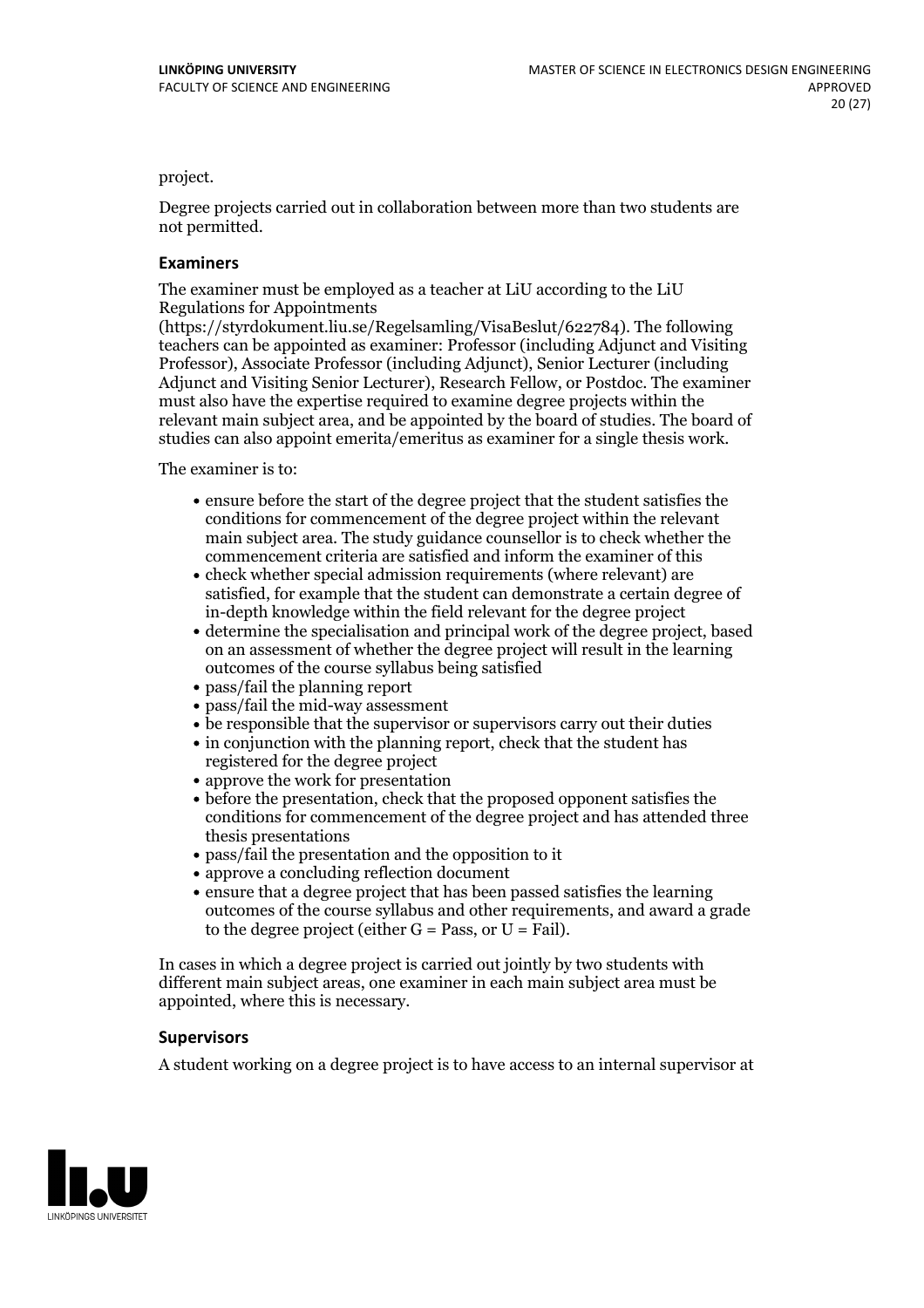project.

Degree projects carried out in collaboration between more than two students are not permitted.

### Examiners

The examiner must be employed as a teacher at LiU according to the LiU Regulations for Appointments (https://styrdokument.liu.se/Regelsamling/VisaBeslut/622784). The following teachers can be appointed as examiner: Professor (including Adjunct and Visiting Professor), Associate Professor (including Adjunct), Senior Lecturer (including Adjunct and Visiting Senior Lecturer), Research Fellow, or Postdoc. The examiner must also have the expertise required to examine degree projects within the relevant main subject area, and be appointed by the board of studies. The board of studies can also appoint emerita/emeritus as examiner for a single thesis work.

The examiner is to:

- ensure before the start of the degree project that the student satisfies the conditions for commencement of the degree project within the relevant main subject area. The study guidance counsellor is to check whether the commencement criteria are satisfied and inform the examiner of this
- check whether special admission requirements (where relevant) are satisfied, for example that the student can demonstrate a certain degree of in-depth knowledge within the field relevant for the degree project
- determine the specialisation and principal work of the degree project, based on an assessment of whether the degree project will result in the learning outcomes of the course syllabus being satisfied
- pass/fail the planning report
- pass/fail the mid-way assessment
- be responsible that the supervisor or supervisors carry out their duties
- in conjunction with the planning report, check that the student has registered for the degree project
- approve the work for presentation
- before the presentation, check that the proposed opponent satisfies the conditions for commencement of the degree project and has attended three thesis presentations
- pass/fail the presentation and the opposition to it
- approve a concluding reflection document
- ensure that a degree project that has been passed satisfies the learning outcomes of the course syllabus and other requirements, and award a grade to the degree project (either G = Pass, or U = Fail).

In cases in which a degree project is carried out jointly by two students with different main subject areas, one examiner in each main subject area must be appointed, where this is necessary.

### Supervisors

A student working on a degree project is to have access to an internal supervisor at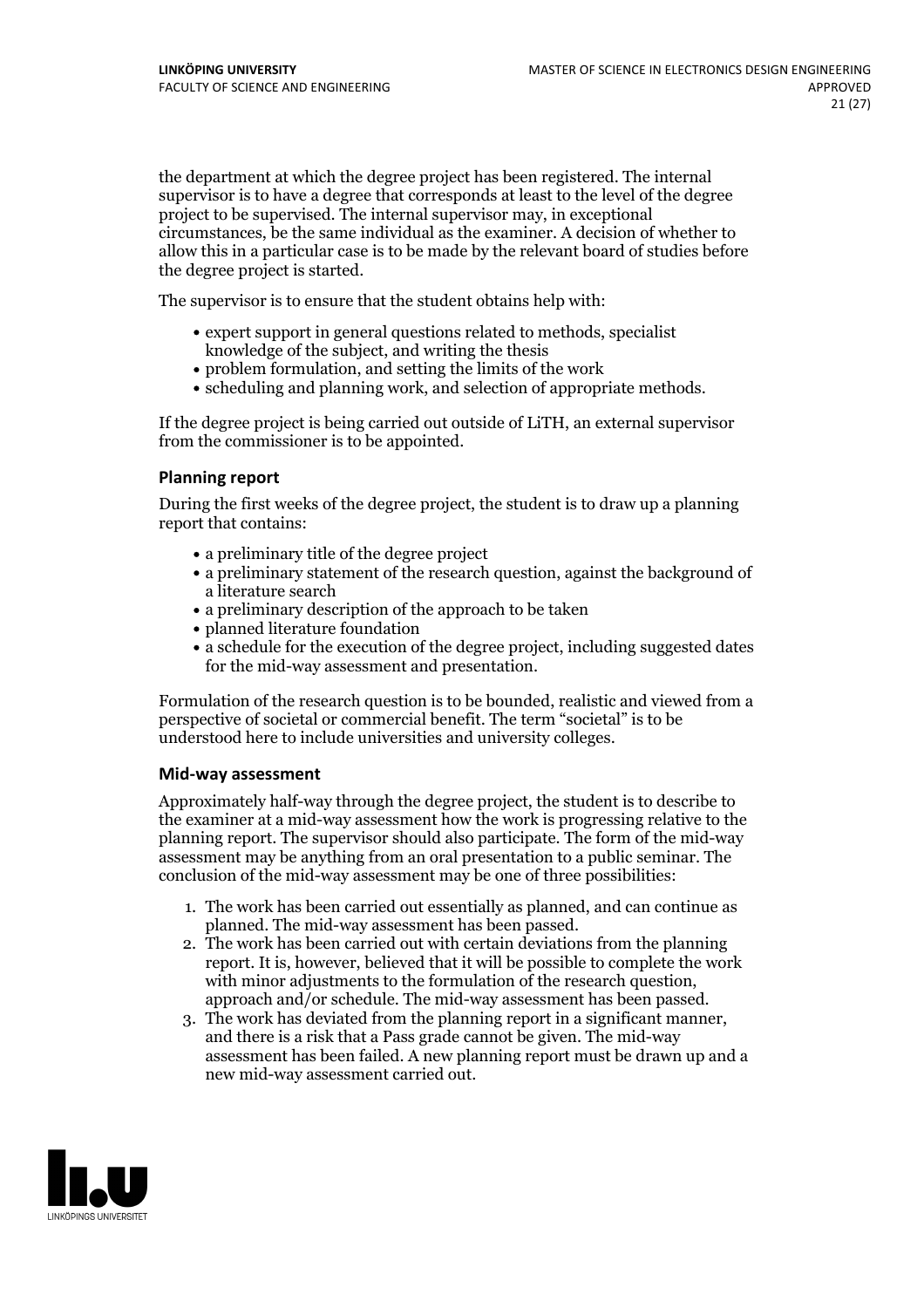the department at which the degree project has been registered. The internal supervisor is to have a degree that corresponds at least to the level of the degree project to be supervised. The internal supervisor may, in exceptional circumstances, be the same individual as the examiner. A decision of whether to allow this in a particular case is to be made by the relevant board of studies before the degree project is started.

The supervisor is to ensure that the student obtains help with:

- expert support in general questions related to methods, specialist knowledge of the subject, and writing the thesis
- problem formulation, and setting the limits of the work
- scheduling and planning work, and selection of appropriate methods.

If the degree project is being carried out outside of LiTH, an external supervisor from the commissioner is to be appointed.

### Planning report

During the first weeks of the degree project, the student is to draw up a planning report that contains:

- a preliminary title of the degree project
- a preliminary statement of the research question, against the background of a literature search
- a preliminary description of the approach to be taken
- planned literature foundation
- a schedule for the execution of the degree project, including suggested dates for the mid-way assessment and presentation.

Formulation of the research question is to be bounded, realistic and viewed from a perspective of societal or commercial benefit. The term "societal" is to be understood here to include universities and university colleges.

### Mid-way assessment

Approximately half-way through the degree project, the student is to describe to the examiner at a mid-way assessment how the work is progressing relative to the planning report. The supervisor should also participate. The form of the mid-way assessment may be anything from an oral presentation to a public seminar. The conclusion of the mid-way assessment may be one of three possibilities:

1. The work has been carried out essentially as planned, and can continue as planned. The mid-way assessment has been passed.
2. The work has been carried out with certain deviations from the planning report. It is, however, believed that it will be possible to complete the work with minor adjustments to the formulation of the research question, approach and/or schedule. The mid-way assessment has been passed.
3. The work has deviated from the planning report in a significant manner, and there is a risk that a Pass grade cannot be given. The mid-way assessment has been failed. A new planning report must be drawn up and a new mid-way assessment carried out.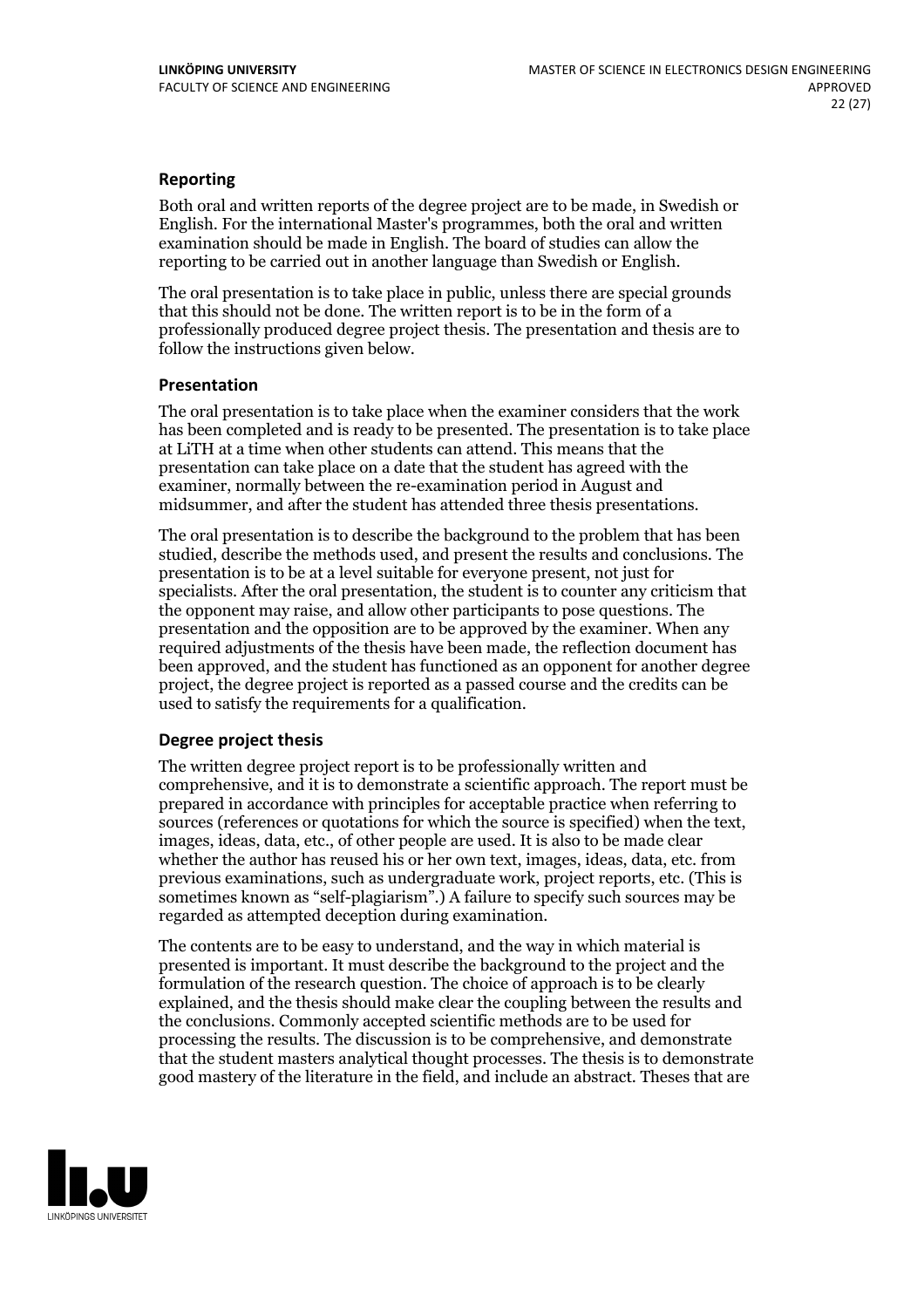### Reporting

Both oral and written reports of the degree project are to be made, in Swedish or English. For the international Master's programmes, both the oral and written examination should be made in English. The board of studies can allow the reporting to be carried out in another language than Swedish or English.

The oral presentation is to take place in public, unless there are special grounds that this should not be done. The written report is to be in the form of a professionally produced degree project thesis. The presentation and thesis are to follow the instructions given below.

### Presentation

The oral presentation is to take place when the examiner considers that the work has been completed and is ready to be presented. The presentation is to take place at LiTH at a time when other students can attend. This means that the presentation can take place on a date that the student has agreed with the examiner, normally between the re-examination period in August and midsummer, and after the student has attended three thesis presentations.

The oral presentation is to describe the background to the problem that has been studied, describe the methods used, and present the results and conclusions. The presentation is to be at a level suitable for everyone present, not just for specialists. After the oral presentation, the student is to counter any criticism that the opponent may raise, and allow other participants to pose questions. The presentation and the opposition are to be approved by the examiner. When any required adjustments of the thesis have been made, the reflection document has been approved, and the student has functioned as an opponent for another degree project, the degree project is reported as a passed course and the credits can be used to satisfy the requirements for a qualification.

### Degree project thesis

The written degree project report is to be professionally written and comprehensive, and it is to demonstrate a scientific approach. The report must be prepared in accordance with principles for acceptable practice when referring to sources (references or quotations for which the source is specified) when the text, images, ideas, data, etc., of other people are used. It is also to be made clear whether the author has reused his or her own text, images, ideas, data, etc. from previous examinations, such as undergraduate work, project reports, etc. (This is sometimes known as "self-plagiarism".) A failure to specify such sources may be regarded as attempted deception during examination.

The contents are to be easy to understand, and the way in which material is presented is important. It must describe the background to the project and the formulation of the research question. The choice of approach is to be clearly explained, and the thesis should make clear the coupling between the results and the conclusions. Commonly accepted scientific methods are to be used for processing the results. The discussion is to be comprehensive, and demonstrate that the student masters analytical thought processes. The thesis is to demonstrate good mastery of the literature in the field, and include an abstract. Theses that are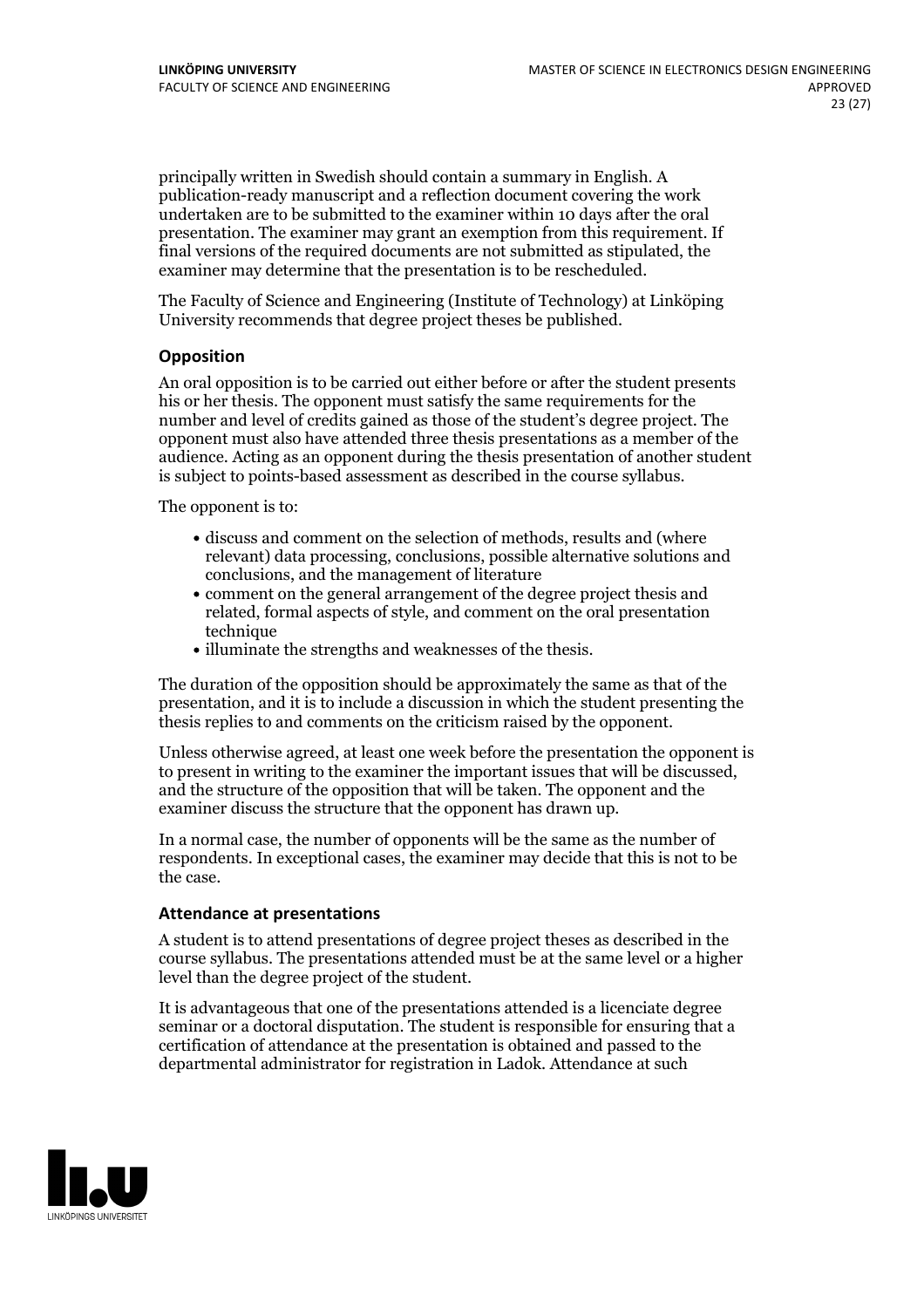principally written in Swedish should contain a summary in English. A publication-ready manuscript and a reflection document covering the work undertaken are to be submitted to the examiner within 10 days after the oral presentation. The examiner may grant an exemption from this requirement. If final versions of the required documents are not submitted as stipulated, the examiner may determine that the presentation is to be rescheduled.

The Faculty of Science and Engineering (Institute of Technology) at Linköping University recommends that degree project theses be published.

### Opposition

An oral opposition is to be carried out either before or after the student presents his or her thesis. The opponent must satisfy the same requirements for the number and level of credits gained as those of the student's degree project. The opponent must also have attended three thesis presentations as a member of the audience. Acting as an opponent during the thesis presentation of another student is subject to points-based assessment as described in the course syllabus.

The opponent is to:

- discuss and comment on the selection of methods, results and (where relevant) data processing, conclusions, possible alternative solutions and conclusions, and the management of literature
- comment on the general arrangement of the degree project thesis and related, formal aspects of style, and comment on the oral presentation technique
- illuminate the strengths and weaknesses of the thesis.

The duration of the opposition should be approximately the same as that of the presentation, and it is to include a discussion in which the student presenting the thesis replies to and comments on the criticism raised by the opponent.

Unless otherwise agreed, at least one week before the presentation the opponent is to present in writing to the examiner the important issues that will be discussed, and the structure of the opposition that will be taken. The opponent and the examiner discuss the structure that the opponent has drawn up.

In a normal case, the number of opponents will be the same as the number of respondents. In exceptional cases, the examiner may decide that this is not to be the case.

### Attendance at presentations

A student is to attend presentations of degree project theses as described in the course syllabus. The presentations attended must be at the same level or a higher level than the degree project of the student.

It is advantageous that one of the presentations attended is a licenciate degree seminar or a doctoral disputation. The student is responsible for ensuring that a certification of attendance at the presentation is obtained and passed to the departmental administrator for registration in Ladok. Attendance at such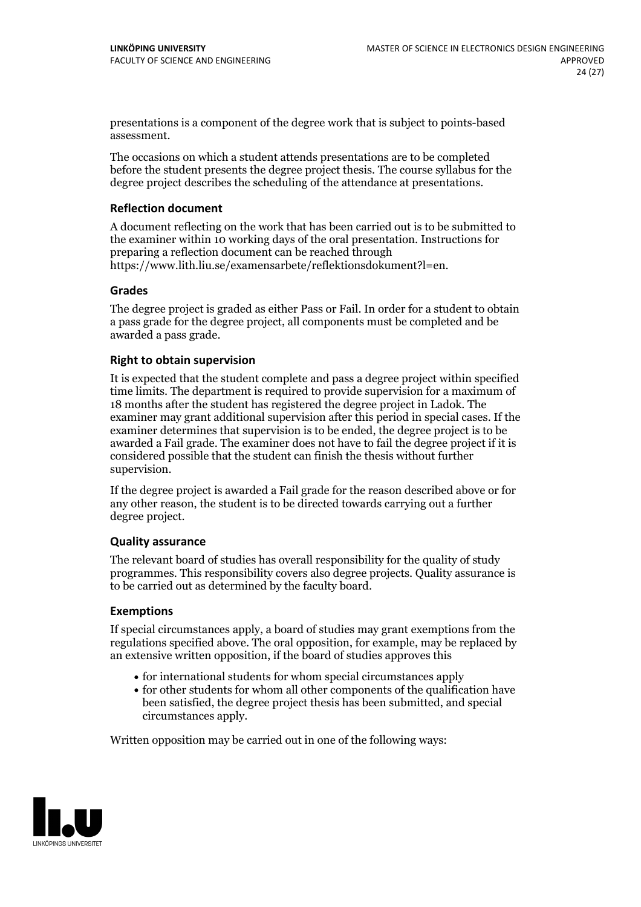presentations is a component of the degree work that is subject to points-based assessment.

The occasions on which a student attends presentations are to be completed before the student presents the degree project thesis. The course syllabus for the degree project describes the scheduling of the attendance at presentations.

### Reflection document

A document reflecting on the work that has been carried out is to be submitted to the examiner within 10 working days of the oral presentation. Instructions for preparing a reflection document can be reached through https://www.lith.liu.se/examensarbete/reflektionsdokument?l=en.

### Grades

The degree project is graded as either Pass or Fail. In order for a student to obtain a pass grade for the degree project, all components must be completed and be awarded a pass grade.

### Right to obtain supervision

It is expected that the student complete and pass a degree project within specified time limits. The department is required to provide supervision for a maximum of 18 months after the student has registered the degree project in Ladok. The examiner may grant additional supervision after this period in special cases. If the examiner determines that supervision is to be ended, the degree project is to be awarded a Fail grade. The examiner does not have to fail the degree project if it is considered possible that the student can finish the thesis without further supervision.

If the degree project is awarded a Fail grade for the reason described above or for any other reason, the student is to be directed towards carrying out a further degree project.

### Quality assurance

The relevant board of studies has overall responsibility for the quality of study programmes. This responsibility covers also degree projects. Quality assurance is to be carried out as determined by the faculty board.

### Exemptions

If special circumstances apply, a board of studies may grant exemptions from the regulations specified above. The oral opposition, for example, may be replaced by an extensive written opposition, if the board of studies approves this

- for international students for whom special circumstances apply
- for other students for whom all other components of the qualification have been satisfied, the degree project thesis has been submitted, and special circumstances apply.

Written opposition may be carried out in one of the following ways: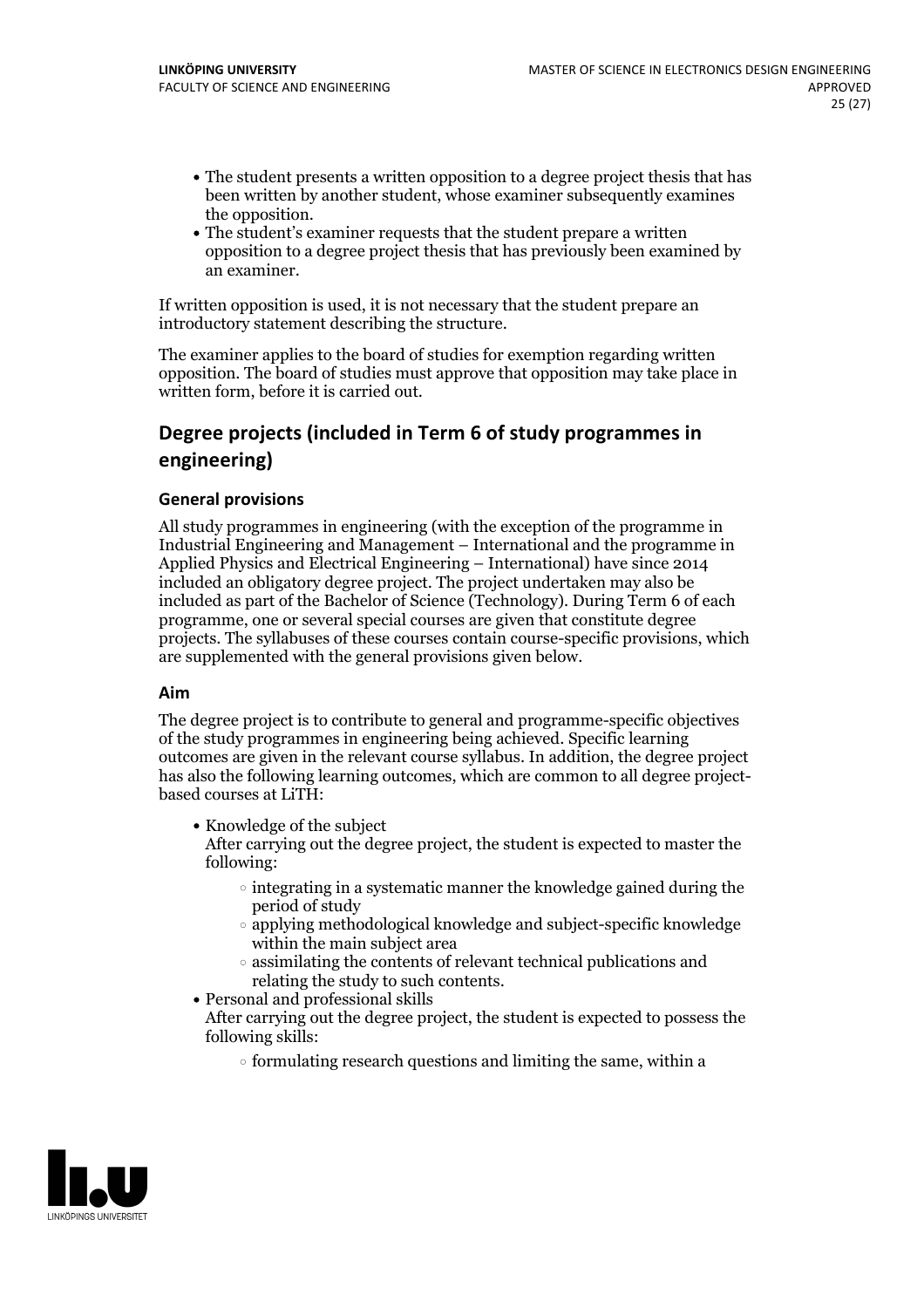- The student presents a written opposition to a degree project thesis that has been written by another student, whose examiner subsequently examines the opposition.
- The student's examiner requests that the student prepare a written opposition to a degree project thesis that has previously been examined by an examiner.

If written opposition is used, it is not necessary that the student prepare an introductory statement describing the structure.

The examiner applies to the board of studies for exemption regarding written opposition. The board of studies must approve that opposition may take place in written form, before it is carried out.

## Degree projects (included in Term 6 of study programmes in engineering)

### General provisions

All study programmes in engineering (with the exception of the programme in Industrial Engineering and Management – International and the programme in Applied Physics and Electrical Engineering – International) have since 2014 included an obligatory degree project. The project undertaken may also be included as part of the Bachelor of Science (Technology). During Term 6 of each programme, one or several special courses are given that constitute degree projects. The syllabuses of these courses contain course-specific provisions, which are supplemented with the general provisions given below.

### Aim

The degree project is to contribute to general and programme-specific objectives of the study programmes in engineering being achieved. Specific learning outcomes are given in the relevant course syllabus. In addition, the degree project has also the following learning outcomes, which are common to all degree project-based courses at LiTH:

- Knowledge of the subject
  After carrying out the degree project, the student is expected to master the following:
    - integrating in a systematic manner the knowledge gained during the period of study
    - applying methodological knowledge and subject-specific knowledge within the main subject area
    - assimilating the contents of relevant technical publications and relating the study to such contents.
- Personal and professional skills
  After carrying out the degree project, the student is expected to possess the following skills:
    - formulating research questions and limiting the same, within a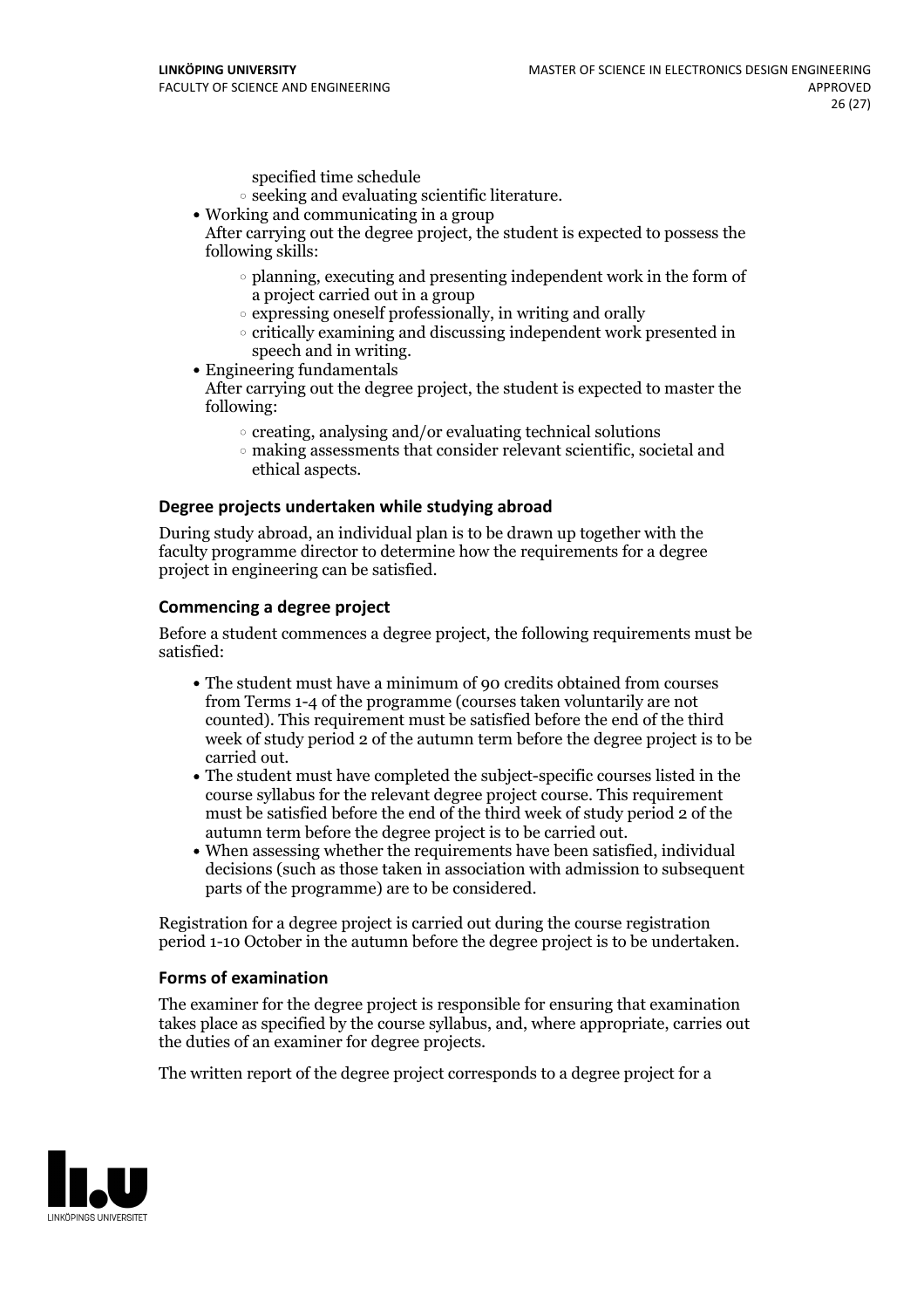specified time schedule
  - seeking and evaluating scientific literature.
- Working and communicating in a group
  After carrying out the degree project, the student is expected to possess the following skills:
  - planning, executing and presenting independent work in the form of a project carried out in a group
  - expressing oneself professionally, in writing and orally
  - critically examining and discussing independent work presented in speech and in writing.
- Engineering fundamentals
  After carrying out the degree project, the student is expected to master the following:
  - creating, analysing and/or evaluating technical solutions
  - making assessments that consider relevant scientific, societal and ethical aspects.

### Degree projects undertaken while studying abroad

During study abroad, an individual plan is to be drawn up together with the faculty programme director to determine how the requirements for a degree project in engineering can be satisfied.

### Commencing a degree project

Before a student commences a degree project, the following requirements must be satisfied:

- The student must have a minimum of 90 credits obtained from courses from Terms 1-4 of the programme (courses taken voluntarily are not counted). This requirement must be satisfied before the end of the third week of study period 2 of the autumn term before the degree project is to be carried out.
- The student must have completed the subject-specific courses listed in the course syllabus for the relevant degree project course. This requirement must be satisfied before the end of the third week of study period 2 of the autumn term before the degree project is to be carried out.
- When assessing whether the requirements have been satisfied, individual decisions (such as those taken in association with admission to subsequent parts of the programme) are to be considered.

Registration for a degree project is carried out during the course registration period 1-10 October in the autumn before the degree project is to be undertaken.

### Forms of examination

The examiner for the degree project is responsible for ensuring that examination takes place as specified by the course syllabus, and, where appropriate, carries out the duties of an examiner for degree projects.

The written report of the degree project corresponds to a degree project for a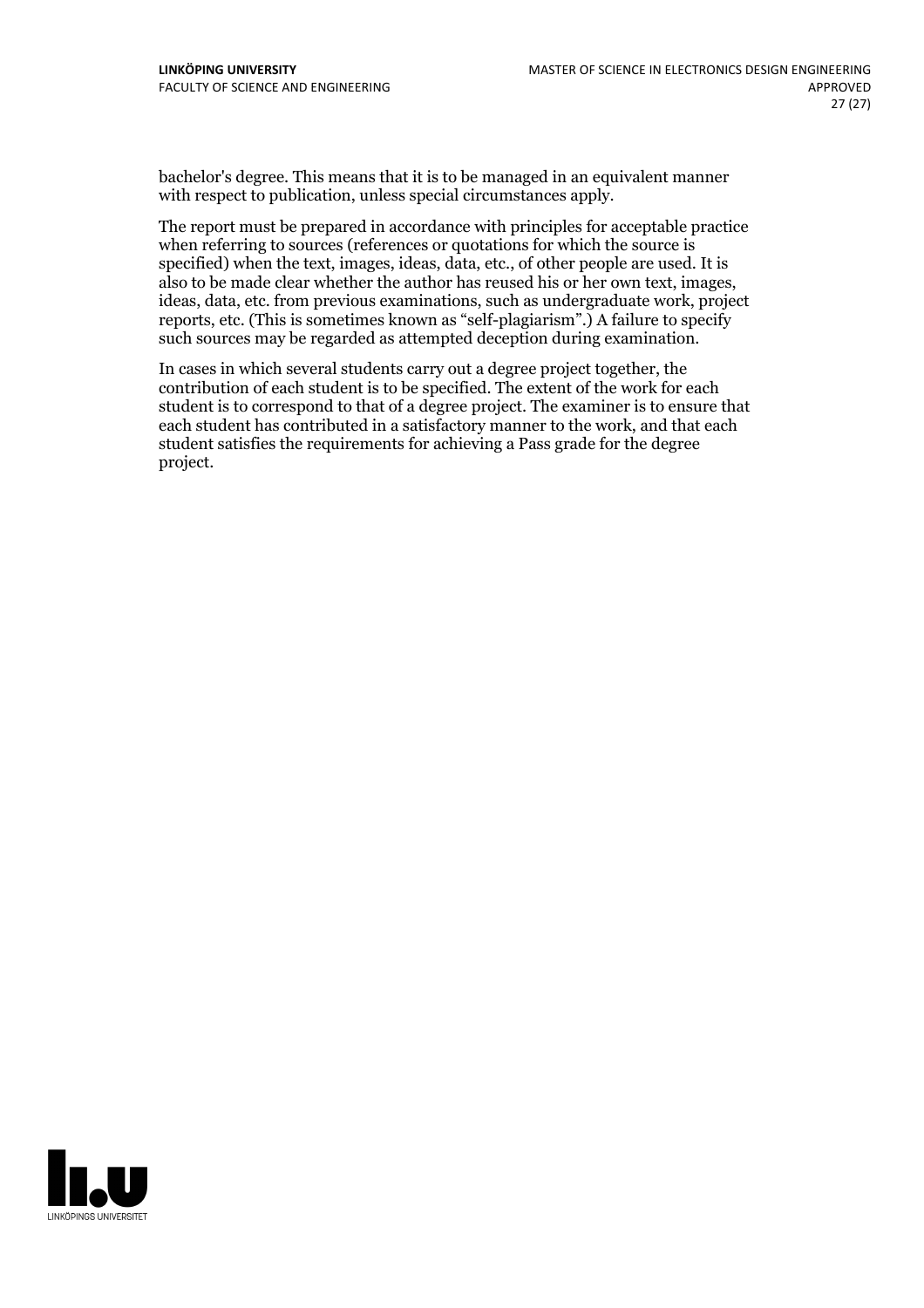bachelor's degree. This means that it is to be managed in an equivalent manner with respect to publication, unless special circumstances apply.

The report must be prepared in accordance with principles for acceptable practice when referring to sources (references or quotations for which the source is specified) when the text, images, ideas, data, etc., of other people are used. It is also to be made clear whether the author has reused his or her own text, images, ideas, data, etc. from previous examinations, such as undergraduate work, project reports, etc. (This is sometimes known as "self-plagiarism".) A failure to specify such sources may be regarded as attempted deception during examination.

In cases in which several students carry out a degree project together, the contribution of each student is to be specified. The extent of the work for each student is to correspond to that of a degree project. The examiner is to ensure that each student has contributed in a satisfactory manner to the work, and that each student satisfies the requirements for achieving a Pass grade for the degree project.